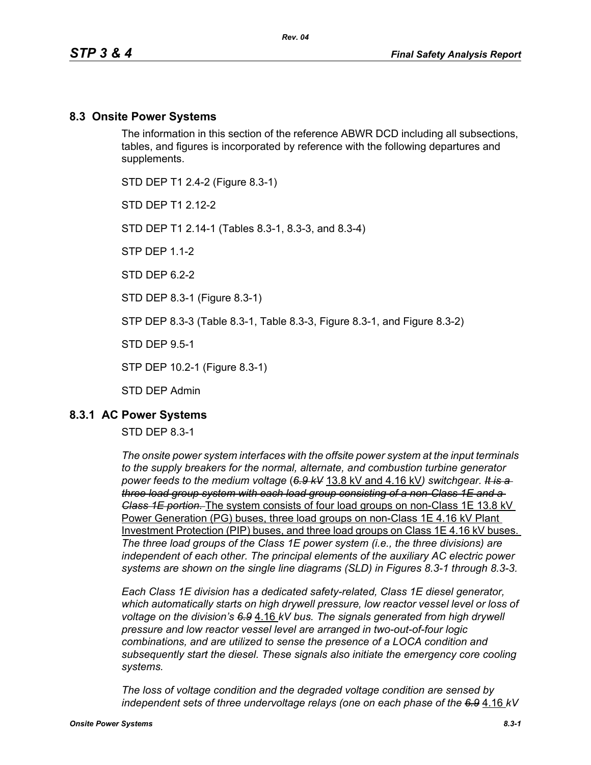## 8.3 Onsite Power Systems

The information in this section of the reference ABWR DCD including all subsections, tables, and figures is incorporated by reference with the following departures and supplements.

STD DEP T1 2.4-2 (Figure 8.3-1)

STD DEP T1 2.12-2

STD DEP T1 2.14-1 (Tables 8.3-1, 8.3-3, and 8.3-4)

STP DEP 1.1-2

STD DEP 6.2-2

STD DEP 8.3-1 (Figure 8.3-1)

STP DEP 8.3-3 (Table 8.3-1, Table 8.3-3, Figure 8.3-1, and Figure 8.3-2)

STD DEP 9.5-1

STP DEP 10.2-1 (Figure 8.3-1)

STD DEP Admin

### 8.3.1 AC Power Systems

STD DEP 8.3-1

*The onsite power system interfaces with the offsite power system at the input terminals to the supply breakers for the normal, alternate, and combustion turbine generator power feeds to the medium voltage (~~6.9 kV~~* 13.8 kV and 4.16 kV*) switchgear. ~~It is a three load group system with each load group consisting of a non-Class 1E and a Class 1E portion.~~* The system consists of four load groups on non-Class 1E 13.8 kV Power Generation (PG) buses, three load groups on non-Class 1E 4.16 kV Plant Investment Protection (PIP) buses, and three load groups on Class 1E 4.16 kV buses. *The three load groups of the Class 1E power system (i.e., the three divisions) are independent of each other. The principal elements of the auxiliary AC electric power systems are shown on the single line diagrams (SLD) in Figures 8.3-1 through 8.3-3.*

*Each Class 1E division has a dedicated safety-related, Class 1E diesel generator, which automatically starts on high drywell pressure, low reactor vessel level or loss of voltage on the division's ~~6.9~~* 4.16 *kV bus. The signals generated from high drywell pressure and low reactor vessel level are arranged in two-out-of-four logic combinations, and are utilized to sense the presence of a LOCA condition and subsequently start the diesel. These signals also initiate the emergency core cooling systems.*

*The loss of voltage condition and the degraded voltage condition are sensed by independent sets of three undervoltage relays (one on each phase of the ~~6.9~~* 4.16 *kV*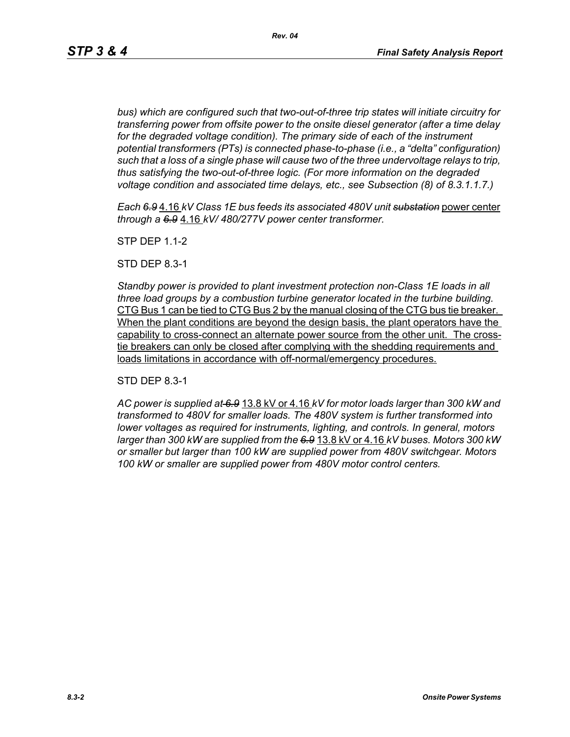*bus) which are configured such that two-out-of-three trip states will initiate circuitry for transferring power from offsite power to the onsite diesel generator (after a time delay for the degraded voltage condition). The primary side of each of the instrument potential transformers (PTs) is connected phase-to-phase (i.e., a "delta" configuration) such that a loss of a single phase will cause two of the three undervoltage relays to trip, thus satisfying the two-out-of-three logic. (For more information on the degraded voltage condition and associated time delays, etc., see Subsection (8) of 8.3.1.1.7.)*

*Each ~~6.9~~* 4.16 *kV Class 1E bus feeds its associated 480V unit ~~substation~~* power center *through a ~~6.9~~* 4.16 *kV/ 480/277V power center transformer.*

STP DEP 1.1-2

STD DEP 8.3-1

*Standby power is provided to plant investment protection non-Class 1E loads in all three load groups by a combustion turbine generator located in the turbine building.* CTG Bus 1 can be tied to CTG Bus 2 by the manual closing of the CTG bus tie breaker. When the plant conditions are beyond the design basis, the plant operators have the capability to cross-connect an alternate power source from the other unit. The cross-tie breakers can only be closed after complying with the shedding requirements and loads limitations in accordance with off-normal/emergency procedures.

STD DEP 8.3-1

*AC power is supplied at ~~6.9~~* 13.8 kV or 4.16 *kV for motor loads larger than 300 kW and transformed to 480V for smaller loads. The 480V system is further transformed into lower voltages as required for instruments, lighting, and controls. In general, motors larger than 300 kW are supplied from the ~~6.9~~* 13.8 kV or 4.16 *kV buses. Motors 300 kW or smaller but larger than 100 kW are supplied power from 480V switchgear. Motors 100 kW or smaller are supplied power from 480V motor control centers.*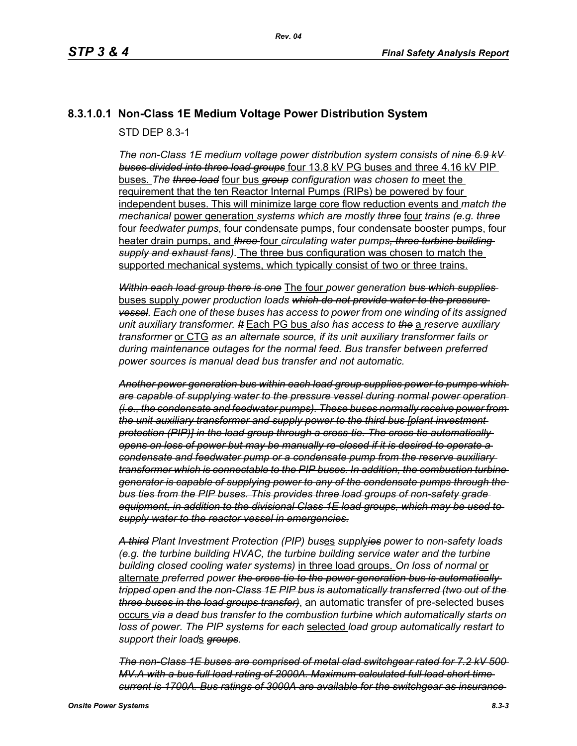## 8.3.1.0.1 Non-Class 1E Medium Voltage Power Distribution System

STD DEP 8.3-1

*The non-Class 1E medium voltage power distribution system consists of ~~nine 6.9 kV buses divided into three load groups~~* four 13.8 kV PG buses and three 4.16 kV PIP buses. *The ~~three load~~* four bus *~~group~~ configuration was chosen to* meet the requirement that the ten Reactor Internal Pumps (RIPs) be powered by four independent buses. This will minimize large core flow reduction events and *match the mechanical* power generation *systems which are mostly ~~three~~* four *trains (e.g. ~~three~~* four *feedwater pumps*, four condensate pumps, four condensate booster pumps, four heater drain pumps, and *~~three~~* four *circulating water pumps~~, three turbine building supply and exhaust fans~~)*. The three bus configuration was chosen to match the supported mechanical systems, which typically consist of two or three trains.

*~~Within each load group there is one~~* The four *power generation ~~bus which supplies~~* buses supply *power production loads ~~which do not provide water to the pressure vessel~~. Each one of these buses has access to power from one winding of its assigned unit auxiliary transformer. ~~It~~* Each PG bus *also has access to ~~the~~* a *reserve auxiliary transformer* or CTG *as an alternate source, if its unit auxiliary transformer fails or during maintenance outages for the normal feed. Bus transfer between preferred power sources is manual dead bus transfer and not automatic.*

*~~Another power generation bus within each load group supplies power to pumps which are capable of supplying water to the pressure vessel during normal power operation (i.e., the condensate and feedwater pumps). These buses normally receive power from the unit auxiliary transformer and supply power to the third bus [plant investment protection (PIP)] in the load group through a cross-tie. The cross-tie automatically opens on loss of power but may be manually re-closed if it is desired to operate a condensate and feedwater pump or a condensate pump from the reserve auxiliary transformer which is connectable to the PIP buses. In addition, the combustion turbine generator is capable of supplying power to any of the condensate pumps through the bus ties from the PIP buses. This provides three load groups of non-safety grade equipment, in addition to the divisional Class 1E load groups, which may be used to supply water to the reactor vessel in emergencies.~~*

*~~A third~~ Plant Investment Protection (PIP) bus*es *suppl*y*~~ies~~ power to non-safety loads (e.g. the turbine building HVAC, the turbine building service water and the turbine building closed cooling water systems)* in three load groups. *On loss of normal* or alternate *preferred power ~~the cross-tie to the power generation bus is automatically tripped open and the non-Class 1E PIP bus is automatically transferred (two out of the three buses in the load groups transfer)~~*, an automatic transfer of pre-selected buses occurs *via a dead bus transfer to the combustion turbine which automatically starts on loss of power. The PIP systems for each* selected *load group automatically restart to support their load*s *~~groups~~.*

*~~The non-Class 1E buses are comprised of metal clad switchgear rated for 7.2 kV 500 MV.A with a bus full load rating of 2000A. Maximum calculated full load short time current is 1700A. Bus ratings of 3000A are available for the switchgear as insurance~~*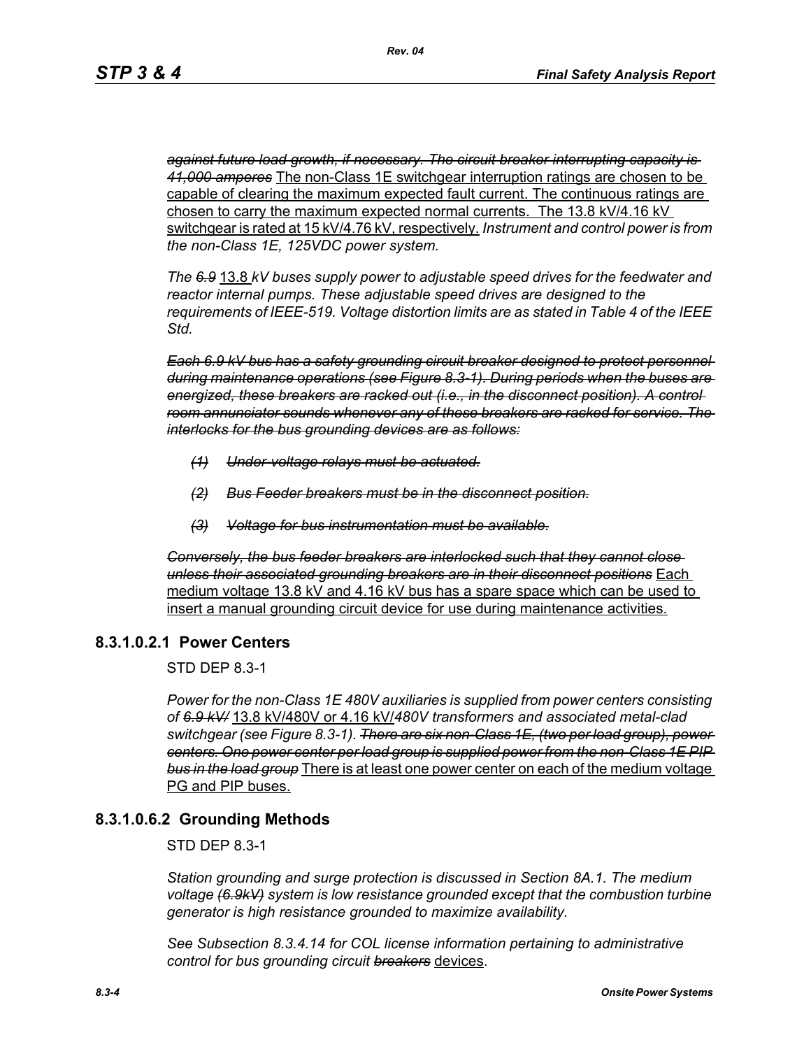~~*against future load growth, if necessary. The circuit breaker interrupting capacity is 41,000 amperes*~~ <u>The non-Class 1E switchgear interruption ratings are chosen to be capable of clearing the maximum expected fault current. The continuous ratings are chosen to carry the maximum expected normal currents. The 13.8 kV/4.16 kV switchgear is rated at 15 kV/4.76 kV, respectively.</u> *Instrument and control power is from the non-Class 1E, 125VDC power system.*

*The ~~6.9~~* <u>13.8</u> *kV buses supply power to adjustable speed drives for the feedwater and reactor internal pumps. These adjustable speed drives are designed to the requirements of IEEE-519. Voltage distortion limits are as stated in Table 4 of the IEEE Std.*

~~*Each 6.9 kV bus has a safety grounding circuit breaker designed to protect personnel during maintenance operations (see Figure 8.3-1). During periods when the buses are energized, these breakers are racked out (i.e., in the disconnect position). A control room annunciator sounds whenever any of these breakers are racked for service. The interlocks for the bus grounding devices are as follows:*~~

~~*(1) Under-voltage relays must be actuated.*~~

~~*(2) Bus Feeder breakers must be in the disconnect position.*~~

~~*(3) Voltage for bus instrumentation must be available.*~~

~~*Conversely, the bus feeder breakers are interlocked such that they cannot close unless their associated grounding breakers are in their disconnect positions*~~ <u>Each medium voltage 13.8 kV and 4.16 kV bus has a spare space which can be used to insert a manual grounding circuit device for use during maintenance activities.</u>

## 8.3.1.0.2.1 Power Centers

STD DEP 8.3-1

*Power for the non-Class 1E 480V auxiliaries is supplied from power centers consisting of ~~6.9 kV/~~* <u>13.8 kV/480V or 4.16 kV/</u>*480V transformers and associated metal-clad switchgear (see Figure 8.3-1). ~~There are six non-Class 1E, (two per load group), power centers. One power center per load group is supplied power from the non-Class 1E PIP bus in the load group~~* <u>There is at least one power center on each of the medium voltage PG and PIP buses.</u>

## 8.3.1.0.6.2 Grounding Methods

STD DEP 8.3-1

*Station grounding and surge protection is discussed in Section 8A.1. The medium voltage ~~(6.9kV)~~ system is low resistance grounded except that the combustion turbine generator is high resistance grounded to maximize availability.*

*See Subsection 8.3.4.14 for COL license information pertaining to administrative control for bus grounding circuit ~~breakers~~* <u>devices</u>.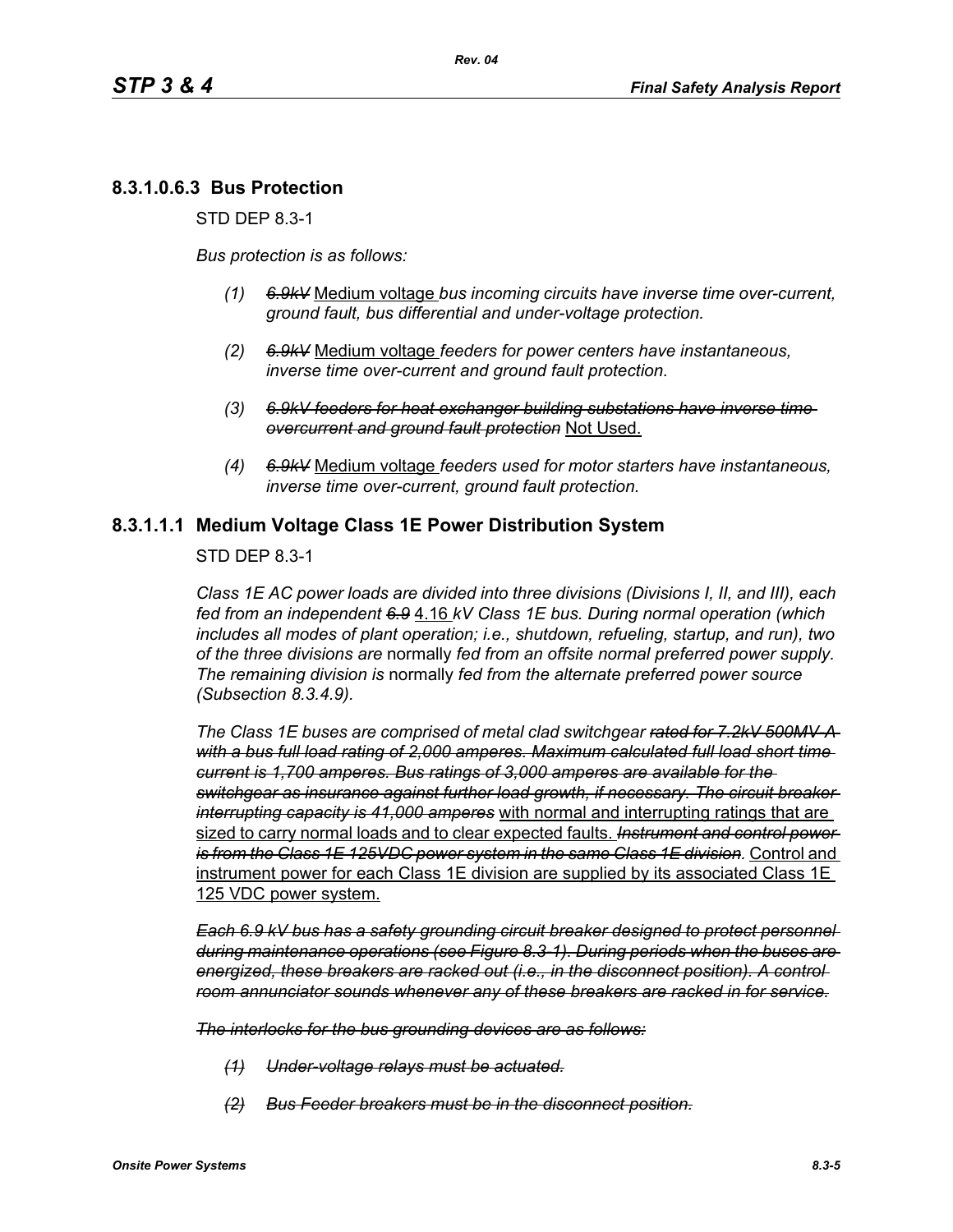### 8.3.1.0.6.3 Bus Protection

STD DEP 8.3-1

*Bus protection is as follows:*

*(1)* ~~*6.9kV*~~ Medium voltage *bus incoming circuits have inverse time over-current, ground fault, bus differential and under-voltage protection.*

*(2)* ~~*6.9kV*~~ Medium voltage *feeders for power centers have instantaneous, inverse time over-current and ground fault protection.*

*(3)* ~~*6.9kV feeders for heat exchanger building substations have inverse time overcurrent and ground fault protection*~~ Not Used.

*(4)* ~~*6.9kV*~~ Medium voltage *feeders used for motor starters have instantaneous, inverse time over-current, ground fault protection.*

### 8.3.1.1.1 Medium Voltage Class 1E Power Distribution System

STD DEP 8.3-1

*Class 1E AC power loads are divided into three divisions (Divisions I, II, and III), each fed from an independent* ~~*6.9*~~ 4.16 *kV Class 1E bus. During normal operation (which includes all modes of plant operation; i.e., shutdown, refueling, startup, and run), two of the three divisions are* normally *fed from an offsite normal preferred power supply. The remaining division is* normally *fed from the alternate preferred power source (Subsection 8.3.4.9).*

*The Class 1E buses are comprised of metal clad switchgear* ~~*rated for 7.2kV 500MV-A with a bus full load rating of 2,000 amperes. Maximum calculated full load short time current is 1,700 amperes. Bus ratings of 3,000 amperes are available for the switchgear as insurance against further load growth, if necessary. The circuit breaker interrupting capacity is 41,000 amperes*~~ with normal and interrupting ratings that are sized to carry normal loads and to clear expected faults. ~~*Instrument and control power is from the Class 1E 125VDC power system in the same Class 1E division.*~~ Control and instrument power for each Class 1E division are supplied by its associated Class 1E 125 VDC power system.

~~*Each 6.9 kV bus has a safety grounding circuit breaker designed to protect personnel during maintenance operations (see Figure 8.3-1). During periods when the buses are energized, these breakers are racked out (i.e., in the disconnect position). A control room annunciator sounds whenever any of these breakers are racked in for service.*~~

~~*The interlocks for the bus grounding devices are as follows:*~~

~~*(1) Under-voltage relays must be actuated.*~~

~~*(2) Bus Feeder breakers must be in the disconnect position.*~~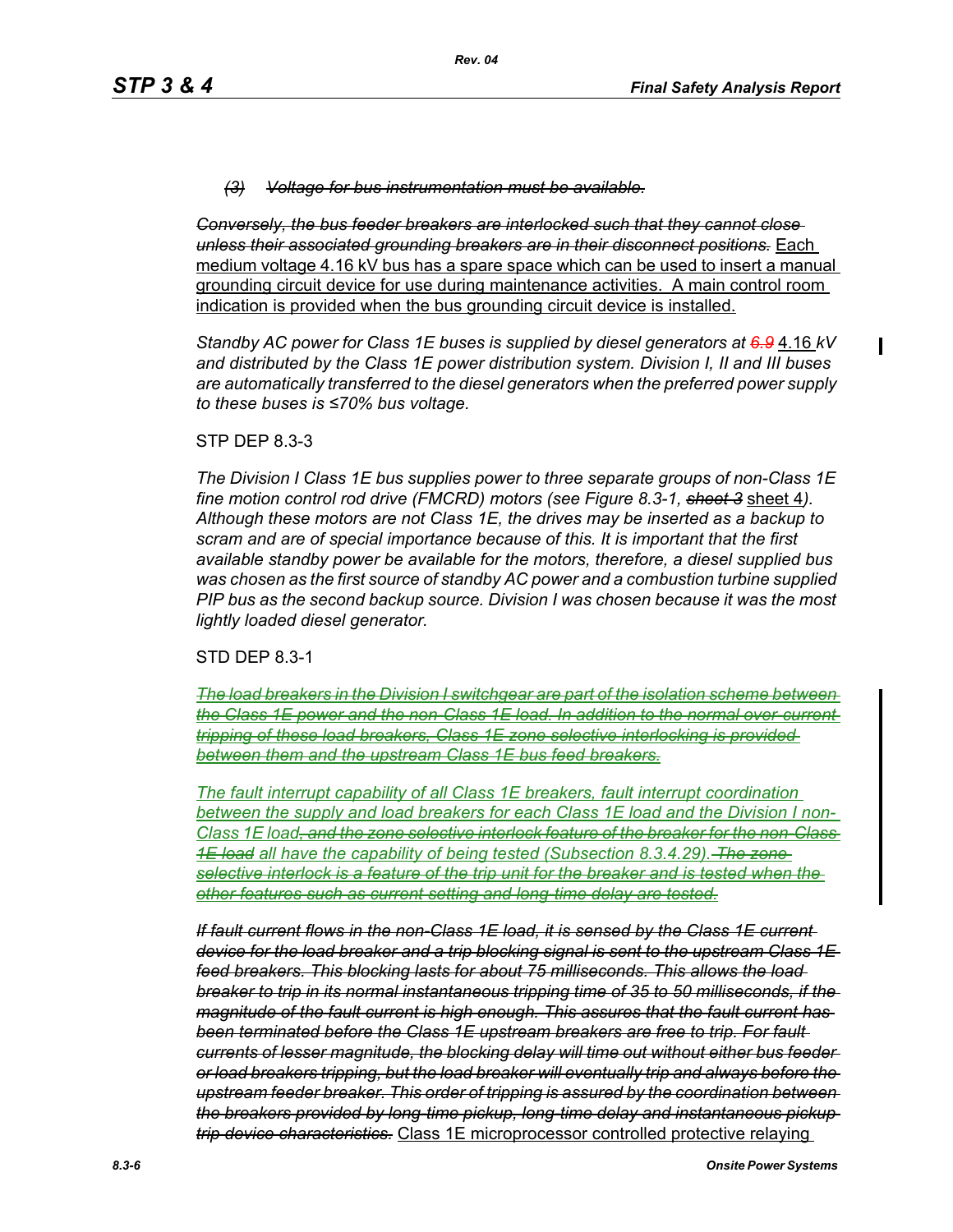*~~(3) Voltage for bus instrumentation must be available.~~*

*~~Conversely, the bus feeder breakers are interlocked such that they cannot close unless their associated grounding breakers are in their disconnect positions.~~* <u>Each medium voltage 4.16 kV bus has a spare space which can be used to insert a manual grounding circuit device for use during maintenance activities. A main control room indication is provided when the bus grounding circuit device is installed.</u>

*Standby AC power for Class 1E buses is supplied by diesel generators at ~~6.9~~* <u>4.16</u> *kV and distributed by the Class 1E power distribution system. Division I, II and III buses are automatically transferred to the diesel generators when the preferred power supply to these buses is ≤70% bus voltage.*

STP DEP 8.3-3

*The Division I Class 1E bus supplies power to three separate groups of non-Class 1E fine motion control rod drive (FMCRD) motors (see Figure 8.3-1, ~~sheet 3~~* <u>sheet 4</u>*). Although these motors are not Class 1E, the drives may be inserted as a backup to scram and are of special importance because of this. It is important that the first available standby power be available for the motors, therefore, a diesel supplied bus was chosen as the first source of standby AC power and a combustion turbine supplied PIP bus as the second backup source. Division I was chosen because it was the most lightly loaded diesel generator.*

STD DEP 8.3-1

*~~The load breakers in the Division I switchgear are part of the isolation scheme between the Class 1E power and the non-Class 1E load. In addition to the normal over-current tripping of these load breakers, Class 1E zone selective interlocking is provided between them and the upstream Class 1E bus feed breakers.~~*

*<u>The fault interrupt capability of all Class 1E breakers, fault interrupt coordination between the supply and load breakers for each Class 1E load and the Division I non-Class 1E load</u>~~, and the zone selective interlock feature of the breaker for the non-Class 1E load~~ all have the capability of being tested (Subsection 8.3.4.29).~~The zone selective interlock is a feature of the trip unit for the breaker and is tested when the other features such as current setting and long-time delay are tested.~~*

*~~If fault current flows in the non-Class 1E load, it is sensed by the Class 1E current device for the load breaker and a trip blocking signal is sent to the upstream Class 1E feed breakers. This blocking lasts for about 75 milliseconds. This allows the load breaker to trip in its normal instantaneous tripping time of 35 to 50 milliseconds, if the magnitude of the fault current is high enough. This assures that the fault current has been terminated before the Class 1E upstream breakers are free to trip. For fault currents of lesser magnitude, the blocking delay will time out without either bus feeder or load breakers tripping, but the load breaker will eventually trip and always before the upstream feeder breaker. This order of tripping is assured by the coordination between the breakers provided by long-time pickup, long-time delay and instantaneous pickup trip device characteristics.~~* <u>Class 1E microprocessor controlled protective relaying</u>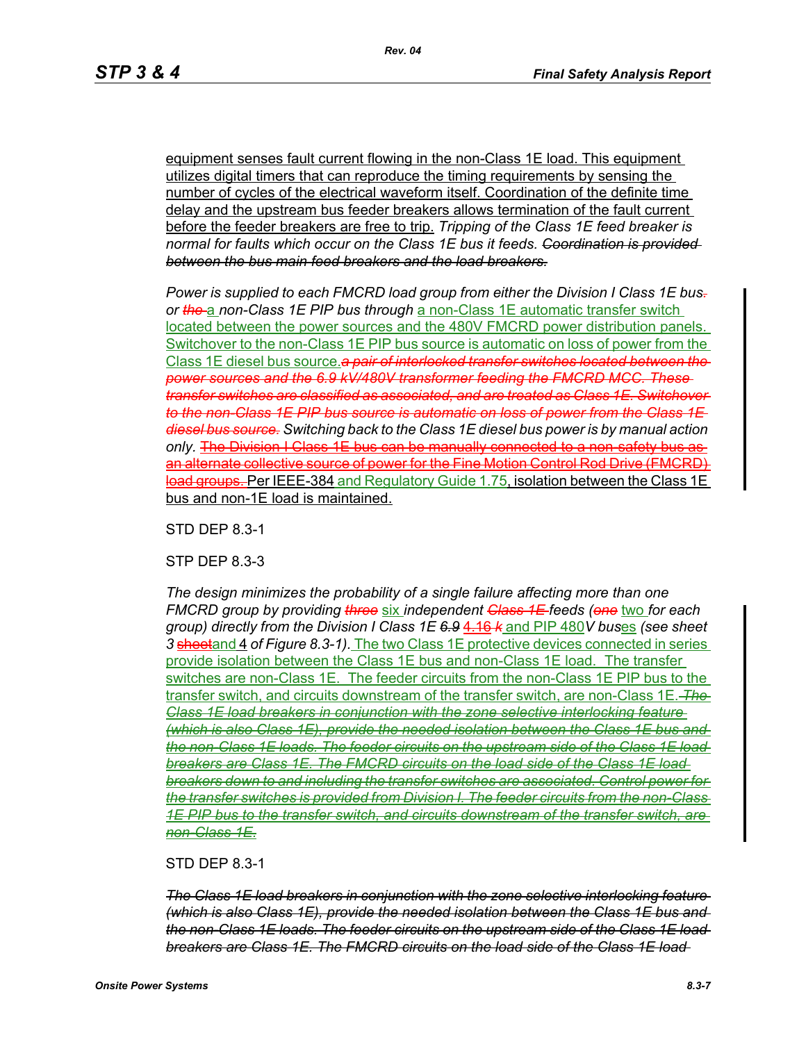equipment senses fault current flowing in the non-Class 1E load. This equipment utilizes digital timers that can reproduce the timing requirements by sensing the number of cycles of the electrical waveform itself. Coordination of the definite time delay and the upstream bus feeder breakers allows termination of the fault current before the feeder breakers are free to trip. *Tripping of the Class 1E feed breaker is normal for faults which occur on the Class 1E bus it feeds.* ~~*Coordination is provided between the bus main feed breakers and the load breakers.*~~

*Power is supplied to each FMCRD load group from either the Division I Class 1E bus*~~*.*~~ *or* ~~*the*~~ a *non-Class 1E PIP bus through* a non-Class 1E automatic transfer switch located between the power sources and the 480V FMCRD power distribution panels. Switchover to the non-Class 1E PIP bus source is automatic on loss of power from the Class 1E diesel bus source.~~*a pair of interlocked transfer switches located between the power sources and the 6.9 kV/480V transformer feeding the FMCRD MCC. These transfer switches are classified as associated, and are treated as Class 1E. Switchover to the non-Class 1E PIP bus source is automatic on loss of power from the Class 1E diesel bus source.*~~ *Switching back to the Class 1E diesel bus power is by manual action only.* ~~The Division I Class 1E bus can be manually connected to a non-safety bus as an alternate collective source of power for the Fine Motion Control Rod Drive (FMCRD) load groups.~~ Per IEEE-384 and Regulatory Guide 1.75, isolation between the Class 1E bus and non-1E load is maintained.

STD DEP 8.3-1

STP DEP 8.3-3

*The design minimizes the probability of a single failure affecting more than one FMCRD group by providing* ~~*three*~~ six *independent* ~~*Class 1E*~~ *feeds (*~~*one*~~ two *for each group) directly from the Division I Class 1E* ~~*6.9*~~ 4.16 ~~*k*~~ and PIP 480*V bus*es *(see sheet 3* ~~sheet~~and 4 *of Figure 8.3-1).* The two Class 1E protective devices connected in series provide isolation between the Class 1E bus and non-Class 1E load. The transfer switches are non-Class 1E. The feeder circuits from the non-Class 1E PIP bus to the transfer switch, and circuits downstream of the transfer switch, are non-Class 1E. ~~*The Class 1E load breakers in conjunction with the zone selective interlocking feature (which is also Class 1E), provide the needed isolation between the Class 1E bus and the non-Class 1E loads. The feeder circuits on the upstream side of the Class 1E load breakers are Class 1E. The FMCRD circuits on the load side of the Class 1E load breakers down to and including the transfer switches are associated. Control power for the transfer switches is provided from Division I. The feeder circuits from the non-Class 1E PIP bus to the transfer switch, and circuits downstream of the transfer switch, are non-Class 1E.*~~

STD DEP 8.3-1

~~*The Class 1E load breakers in conjunction with the zone selective interlocking feature (which is also Class 1E), provide the needed isolation between the Class 1E bus and the non-Class 1E loads. The feeder circuits on the upstream side of the Class 1E load breakers are Class 1E. The FMCRD circuits on the load side of the Class 1E load*~~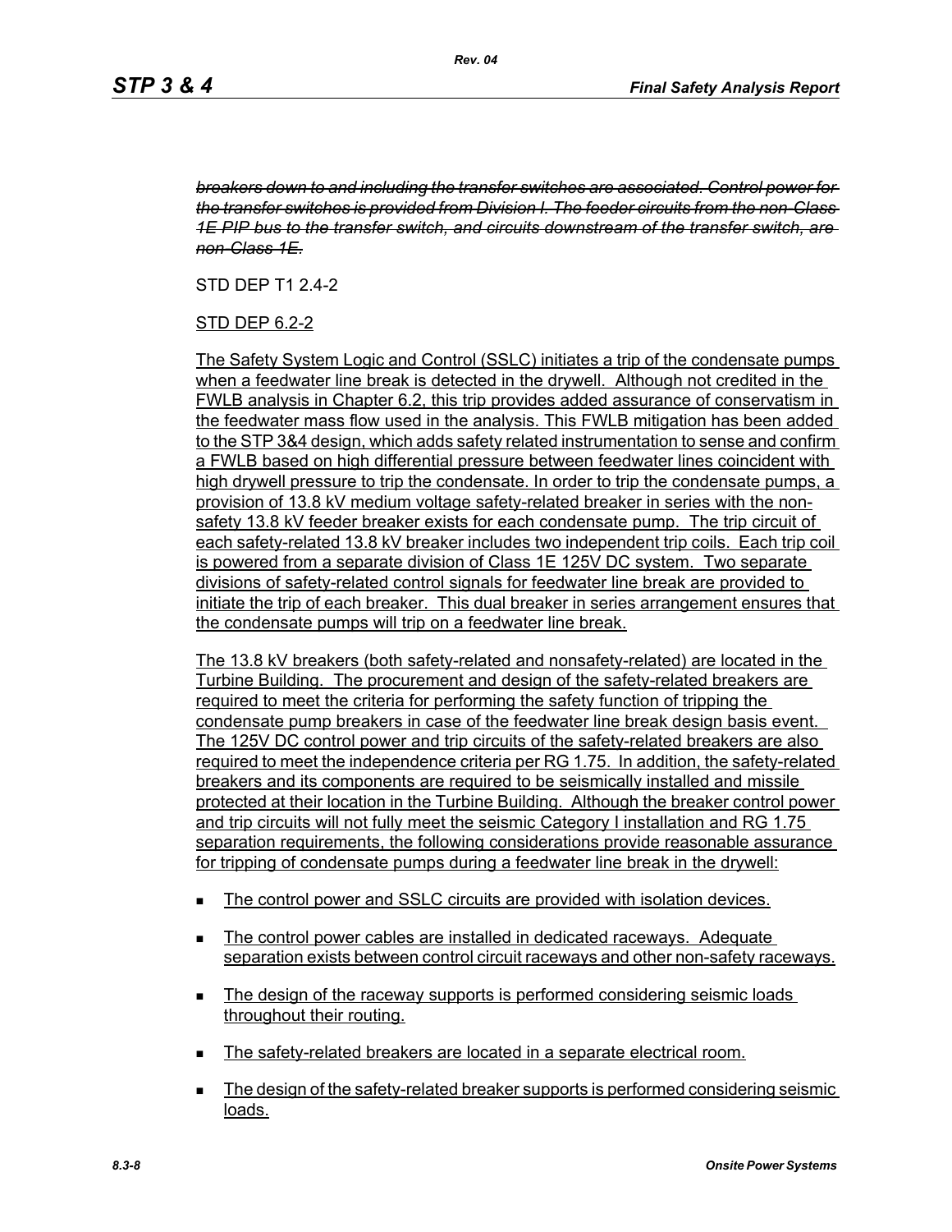~~*breakers down to and including the transfer switches are associated. Control power for the transfer switches is provided from Division I. The feeder circuits from the non-Class 1E PIP bus to the transfer switch, and circuits downstream of the transfer switch, are non-Class 1E.*~~

STD DEP T1 2.4-2

<u>STD DEP 6.2-2</u>

<u>The Safety System Logic and Control (SSLC) initiates a trip of the condensate pumps when a feedwater line break is detected in the drywell. Although not credited in the FWLB analysis in Chapter 6.2, this trip provides added assurance of conservatism in the feedwater mass flow used in the analysis. This FWLB mitigation has been added to the STP 3&4 design, which adds safety related instrumentation to sense and confirm a FWLB based on high differential pressure between feedwater lines coincident with high drywell pressure to trip the condensate. In order to trip the condensate pumps, a provision of 13.8 kV medium voltage safety-related breaker in series with the non-safety 13.8 kV feeder breaker exists for each condensate pump. The trip circuit of each safety-related 13.8 kV breaker includes two independent trip coils. Each trip coil is powered from a separate division of Class 1E 125V DC system. Two separate divisions of safety-related control signals for feedwater line break are provided to initiate the trip of each breaker. This dual breaker in series arrangement ensures that the condensate pumps will trip on a feedwater line break.</u>

<u>The 13.8 kV breakers (both safety-related and nonsafety-related) are located in the Turbine Building. The procurement and design of the safety-related breakers are required to meet the criteria for performing the safety function of tripping the condensate pump breakers in case of the feedwater line break design basis event. The 125V DC control power and trip circuits of the safety-related breakers are also required to meet the independence criteria per RG 1.75. In addition, the safety-related breakers and its components are required to be seismically installed and missile protected at their location in the Turbine Building. Although the breaker control power and trip circuits will not fully meet the seismic Category I installation and RG 1.75 separation requirements, the following considerations provide reasonable assurance for tripping of condensate pumps during a feedwater line break in the drywell:</u>

- <u>The control power and SSLC circuits are provided with isolation devices.</u>
- <u>The control power cables are installed in dedicated raceways. Adequate separation exists between control circuit raceways and other non-safety raceways.</u>
- <u>The design of the raceway supports is performed considering seismic loads throughout their routing.</u>
- <u>The safety-related breakers are located in a separate electrical room.</u>
- <u>The design of the safety-related breaker supports is performed considering seismic loads.</u>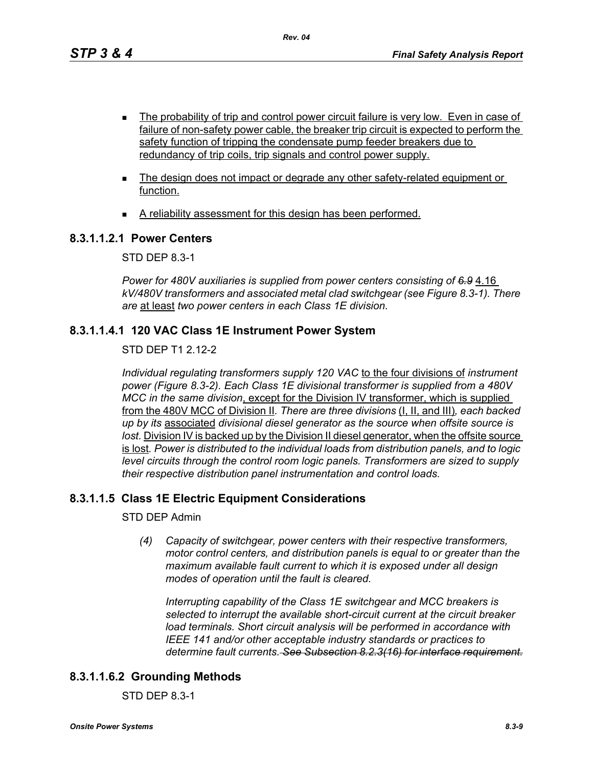- The probability of trip and control power circuit failure is very low. Even in case of failure of non-safety power cable, the breaker trip circuit is expected to perform the safety function of tripping the condensate pump feeder breakers due to redundancy of trip coils, trip signals and control power supply.
- The design does not impact or degrade any other safety-related equipment or function.
- A reliability assessment for this design has been performed.

### 8.3.1.1.2.1 Power Centers

STD DEP 8.3-1

*Power for 480V auxiliaries is supplied from power centers consisting of ~~6.9~~* 4.16 *kV/480V transformers and associated metal clad switchgear (see Figure 8.3-1). There are* at least *two power centers in each Class 1E division.*

### 8.3.1.1.4.1 120 VAC Class 1E Instrument Power System

STD DEP T1 2.12-2

*Individual regulating transformers supply 120 VAC* to the four divisions of *instrument power (Figure 8.3-2). Each Class 1E divisional transformer is supplied from a 480V MCC in the same division*, except for the Division IV transformer, which is supplied from the 480V MCC of Division II*. There are three divisions* (I, II, and III)*, each backed up by its* associated *divisional diesel generator as the source when offsite source is lost.* Division IV is backed up by the Division II diesel generator, when the offsite source is lost*. Power is distributed to the individual loads from distribution panels, and to logic level circuits through the control room logic panels. Transformers are sized to supply their respective distribution panel instrumentation and control loads.*

### 8.3.1.1.5 Class 1E Electric Equipment Considerations

STD DEP Admin

> *(4) Capacity of switchgear, power centers with their respective transformers, motor control centers, and distribution panels is equal to or greater than the maximum available fault current to which it is exposed under all design modes of operation until the fault is cleared.*
>
> *Interrupting capability of the Class 1E switchgear and MCC breakers is selected to interrupt the available short-circuit current at the circuit breaker load terminals. Short circuit analysis will be performed in accordance with IEEE 141 and/or other acceptable industry standards or practices to determine fault currents. ~~See Subsection 8.2.3(16) for interface requirement.~~*

### 8.3.1.1.6.2 Grounding Methods

STD DEP 8.3-1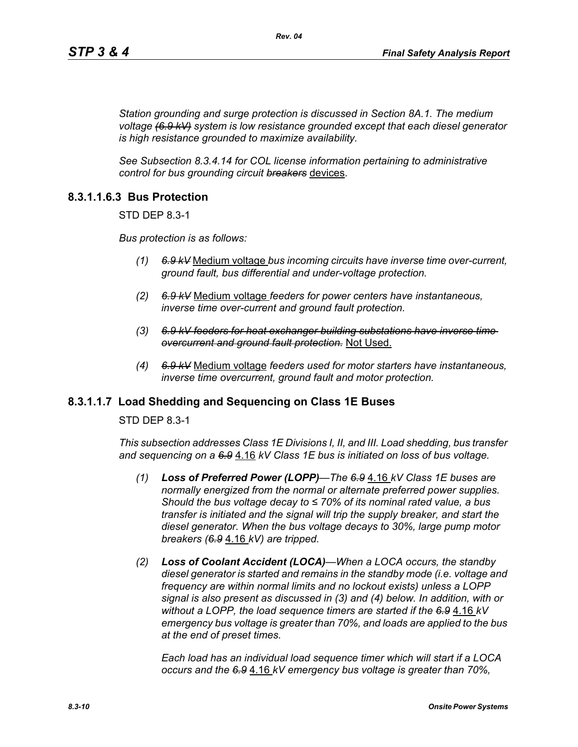*Station grounding and surge protection is discussed in Section 8A.1. The medium voltage ~~(6.9 kV)~~ system is low resistance grounded except that each diesel generator is high resistance grounded to maximize availability.*

*See Subsection 8.3.4.14 for COL license information pertaining to administrative control for bus grounding circuit ~~breakers~~* <u>devices</u>.

### 8.3.1.1.6.3 Bus Protection

STD DEP 8.3-1

*Bus protection is as follows:*

*(1) ~~6.9 kV~~* <u>Medium voltage</u> *bus incoming circuits have inverse time over-current, ground fault, bus differential and under-voltage protection.*

*(2) ~~6.9 kV~~* <u>Medium voltage</u> *feeders for power centers have instantaneous, inverse time over-current and ground fault protection.*

*(3) ~~6.9 kV feeders for heat exchanger building substations have inverse time overcurrent and ground fault protection.~~* <u>Not Used.</u>

*(4) ~~6.9 kV~~* <u>Medium voltage</u> *feeders used for motor starters have instantaneous, inverse time overcurrent, ground fault and motor protection.*

### 8.3.1.1.7 Load Shedding and Sequencing on Class 1E Buses

STD DEP 8.3-1

*This subsection addresses Class 1E Divisions I, II, and III. Load shedding, bus transfer and sequencing on a ~~6.9~~* <u>4.16</u> *kV Class 1E bus is initiated on loss of bus voltage.*

*(1) **Loss of Preferred Power (LOPP)**—The ~~6.9~~* <u>4.16</u> *kV Class 1E buses are normally energized from the normal or alternate preferred power supplies. Should the bus voltage decay to ≤ 70% of its nominal rated value, a bus transfer is initiated and the signal will trip the supply breaker, and start the diesel generator. When the bus voltage decays to 30%, large pump motor breakers (~~6.9~~* <u>4.16</u> *kV) are tripped.*

*(2) **Loss of Coolant Accident (LOCA)**—When a LOCA occurs, the standby diesel generator is started and remains in the standby mode (i.e. voltage and frequency are within normal limits and no lockout exists) unless a LOPP signal is also present as discussed in (3) and (4) below. In addition, with or without a LOPP, the load sequence timers are started if the ~~6.9~~* <u>4.16</u> *kV emergency bus voltage is greater than 70%, and loads are applied to the bus at the end of preset times.*

*Each load has an individual load sequence timer which will start if a LOCA occurs and the ~~6.9~~* <u>4.16</u> *kV emergency bus voltage is greater than 70%,*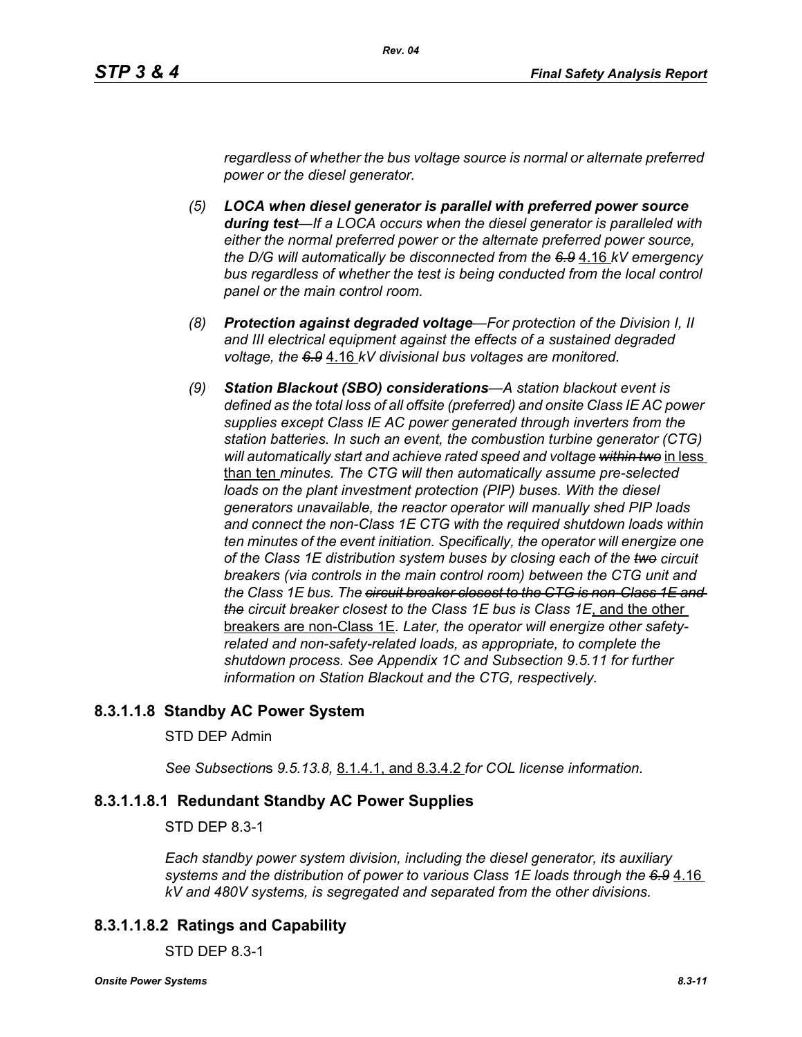*regardless of whether the bus voltage source is normal or alternate preferred power or the diesel generator.*

*(5)* ***LOCA when diesel generator is parallel with preferred power source during test****—If a LOCA occurs when the diesel generator is paralleled with either the normal preferred power or the alternate preferred power source, the D/G will automatically be disconnected from the ~~6.9~~* 4.16 *kV emergency bus regardless of whether the test is being conducted from the local control panel or the main control room.*

*(8)* ***Protection against degraded voltage****—For protection of the Division I, II and III electrical equipment against the effects of a sustained degraded voltage, the ~~6.9~~* 4.16 *kV divisional bus voltages are monitored.*

*(9)* ***Station Blackout (SBO) considerations****—A station blackout event is defined as the total loss of all offsite (preferred) and onsite Class IE AC power supplies except Class IE AC power generated through inverters from the station batteries. In such an event, the combustion turbine generator (CTG) will automatically start and achieve rated speed and voltage ~~within two~~* in less than ten *minutes. The CTG will then automatically assume pre-selected loads on the plant investment protection (PIP) buses. With the diesel generators unavailable, the reactor operator will manually shed PIP loads and connect the non-Class 1E CTG with the required shutdown loads within ten minutes of the event initiation. Specifically, the operator will energize one of the Class 1E distribution system buses by closing each of the ~~two~~ circuit breakers (via controls in the main control room) between the CTG unit and the Class 1E bus. The ~~circuit breaker closest to the CTG is non-Class 1E and the~~ circuit breaker closest to the Class 1E bus is Class 1E*, and the other breakers are non-Class 1E. *Later, the operator will energize other safety-related and non-safety-related loads, as appropriate, to complete the shutdown process. See Appendix 1C and Subsection 9.5.11 for further information on Station Blackout and the CTG, respectively.*

## 8.3.1.1.8 Standby AC Power System

STD DEP Admin

*See Subsection*s *9.5.13.8,* 8.1.4.1, and 8.3.4.2 *for COL license information.*

## 8.3.1.1.8.1 Redundant Standby AC Power Supplies

STD DEP 8.3-1

*Each standby power system division, including the diesel generator, its auxiliary systems and the distribution of power to various Class 1E loads through the ~~6.9~~* 4.16 *kV and 480V systems, is segregated and separated from the other divisions.*

## 8.3.1.1.8.2 Ratings and Capability

STD DEP 8.3-1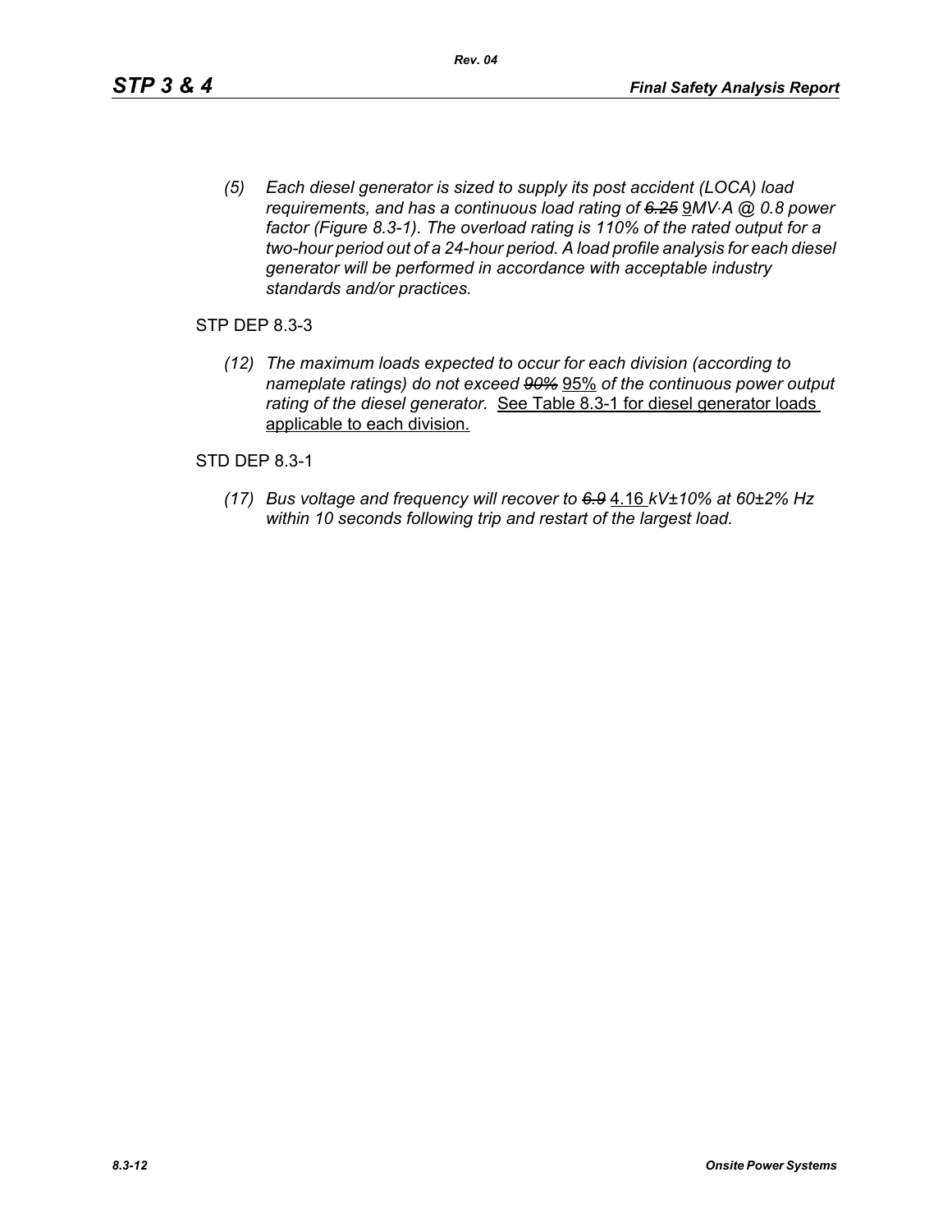*(5) Each diesel generator is sized to supply its post accident (LOCA) load requirements, and has a continuous load rating of ~~6.25~~* 9*MV·A @ 0.8 power factor (Figure 8.3-1). The overload rating is 110% of the rated output for a two-hour period out of a 24-hour period. A load profile analysis for each diesel generator will be performed in accordance with acceptable industry standards and/or practices.*

STP DEP 8.3-3

*(12) The maximum loads expected to occur for each division (according to nameplate ratings) do not exceed ~~90%~~* 95% *of the continuous power output rating of the diesel generator.* See Table 8.3-1 for diesel generator loads applicable to each division.

STD DEP 8.3-1

*(17) Bus voltage and frequency will recover to ~~6.9~~* 4.16 *kV±10% at 60±2% Hz within 10 seconds following trip and restart of the largest load.*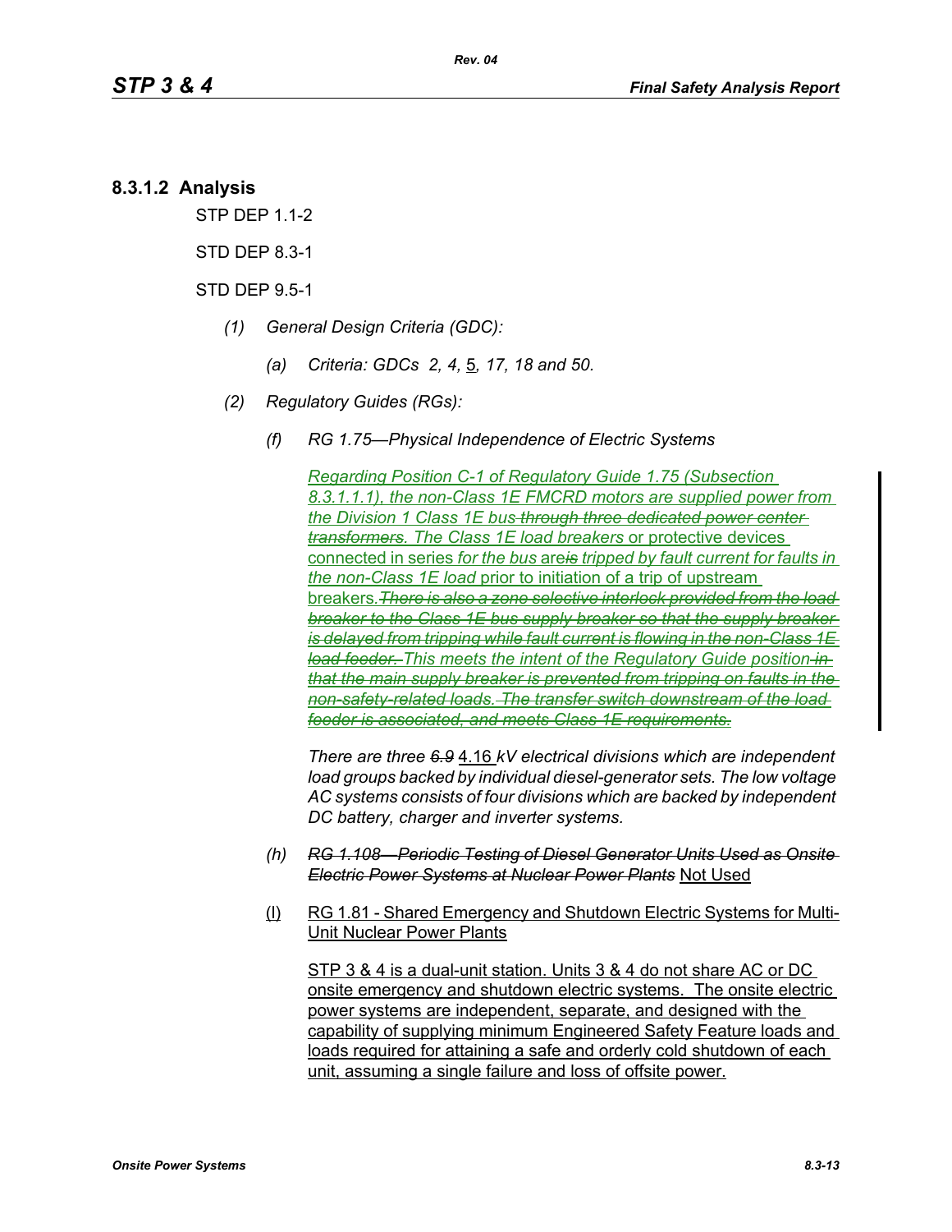### 8.3.1.2 Analysis

STP DEP 1.1-2

STD DEP 8.3-1

STD DEP 9.5-1

*(1) General Design Criteria (GDC):*

*(a) Criteria: GDCs 2, 4,* 5*, 17, 18 and 50.*

*(2) Regulatory Guides (RGs):*

*(f) RG 1.75—Physical Independence of Electric Systems*

*Regarding Position C-1 of Regulatory Guide 1.75 (Subsection 8.3.1.1.1), the non-Class 1E FMCRD motors are supplied power from the Division 1 Class 1E bus ~~through three dedicated power center transformers~~. The Class 1E load breakers* or protective devices connected in series *for the bus* are~~is~~ *tripped by fault current for faults in the non-Class 1E load* prior to initiation of a trip of upstream breakers.*~~There is also a zone selective interlock provided from the load breaker to the Class 1E bus supply breaker so that the supply breaker is delayed from tripping while fault current is flowing in the non-Class 1E load feeder.~~ This meets the intent of the Regulatory Guide position~~in that the main supply breaker is prevented from tripping on faults in the non-safety-related loads. The transfer switch downstream of the load feeder is associated, and meets Class 1E requirements.~~*

*There are three ~~6.9~~* 4.16 *kV electrical divisions which are independent load groups backed by individual diesel-generator sets. The low voltage AC systems consists of four divisions which are backed by independent DC battery, charger and inverter systems.*

*(h) ~~RG 1.108—Periodic Testing of Diesel Generator Units Used as Onsite Electric Power Systems at Nuclear Power Plants~~* Not Used

(l) RG 1.81 - Shared Emergency and Shutdown Electric Systems for Multi-Unit Nuclear Power Plants

STP 3 & 4 is a dual-unit station. Units 3 & 4 do not share AC or DC onsite emergency and shutdown electric systems. The onsite electric power systems are independent, separate, and designed with the capability of supplying minimum Engineered Safety Feature loads and loads required for attaining a safe and orderly cold shutdown of each unit, assuming a single failure and loss of offsite power.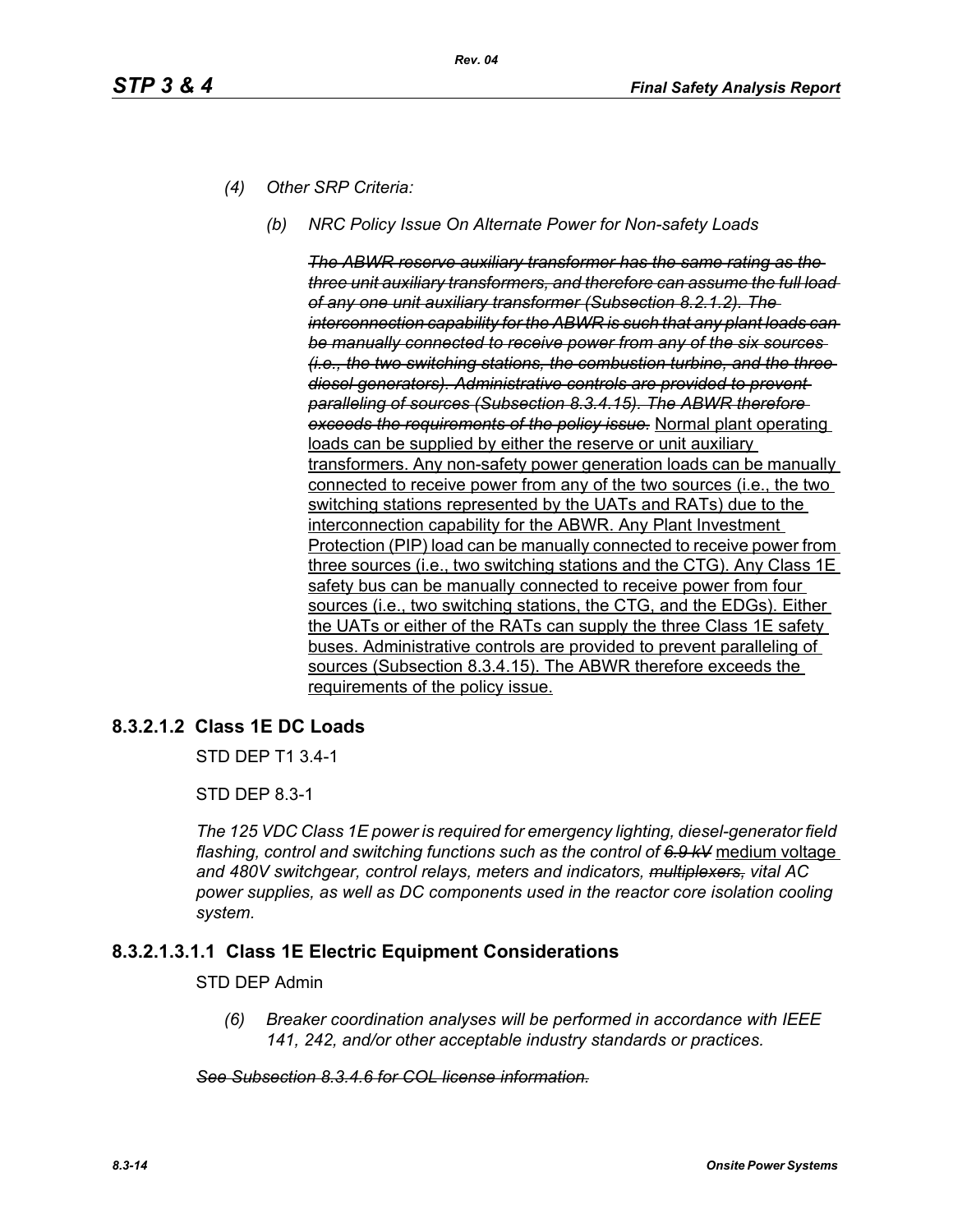*(4) Other SRP Criteria:*

*(b) NRC Policy Issue On Alternate Power for Non-safety Loads*

~~*The ABWR reserve auxiliary transformer has the same rating as the three unit auxiliary transformers, and therefore can assume the full load of any one unit auxiliary transformer (Subsection 8.2.1.2). The interconnection capability for the ABWR is such that any plant loads can be manually connected to receive power from any of the six sources (i.e., the two switching stations, the combustion turbine, and the three diesel generators). Administrative controls are provided to prevent paralleling of sources (Subsection 8.3.4.15). The ABWR therefore exceeds the requirements of the policy issue.*~~ <u>Normal plant operating loads can be supplied by either the reserve or unit auxiliary transformers. Any non-safety power generation loads can be manually connected to receive power from any of the two sources (i.e., the two switching stations represented by the UATs and RATs) due to the interconnection capability for the ABWR. Any Plant Investment Protection (PIP) load can be manually connected to receive power from three sources (i.e., two switching stations and the CTG). Any Class 1E safety bus can be manually connected to receive power from four sources (i.e., two switching stations, the CTG, and the EDGs). Either the UATs or either of the RATs can supply the three Class 1E safety buses. Administrative controls are provided to prevent paralleling of sources (Subsection 8.3.4.15). The ABWR therefore exceeds the requirements of the policy issue.</u>

## 8.3.2.1.2 Class 1E DC Loads

STD DEP T1 3.4-1

STD DEP 8.3-1

*The 125 VDC Class 1E power is required for emergency lighting, diesel-generator field flashing, control and switching functions such as the control of ~~6.9 kV~~* <u>medium voltage</u> *and 480V switchgear, control relays, meters and indicators, ~~multiplexers,~~ vital AC power supplies, as well as DC components used in the reactor core isolation cooling system.*

## 8.3.2.1.3.1.1 Class 1E Electric Equipment Considerations

STD DEP Admin

*(6) Breaker coordination analyses will be performed in accordance with IEEE 141, 242, and/or other acceptable industry standards or practices.*

~~*See Subsection 8.3.4.6 for COL license information.*~~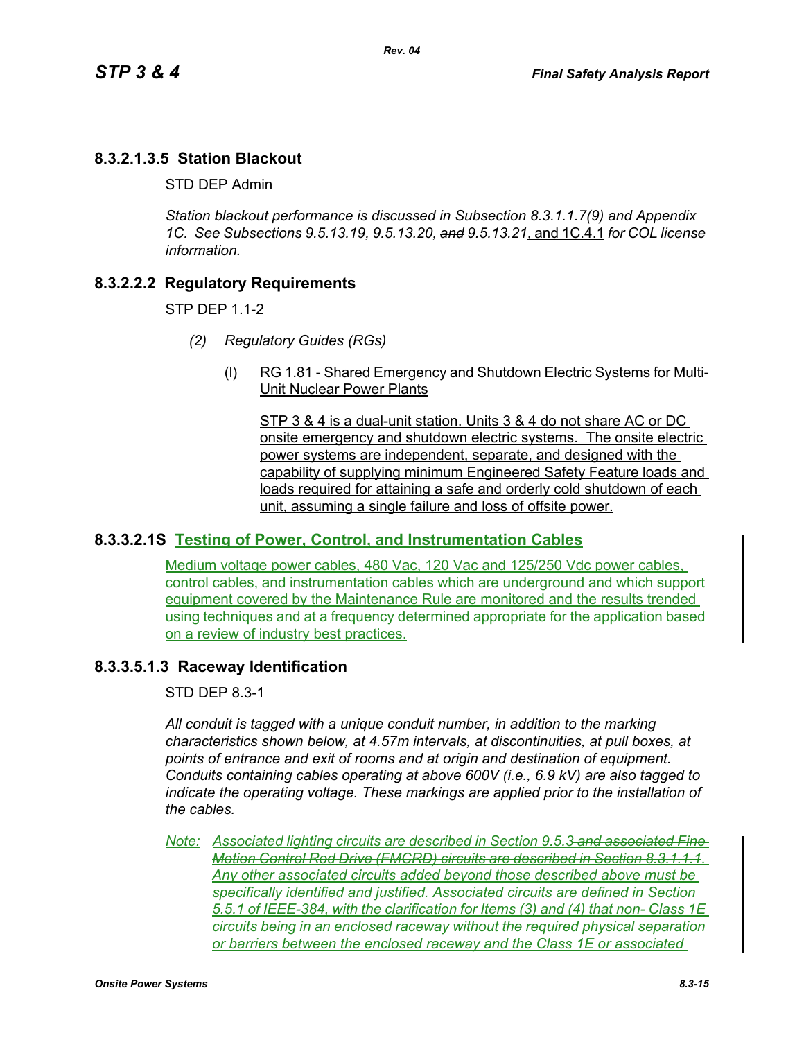### 8.3.2.1.3.5 Station Blackout

STD DEP Admin

*Station blackout performance is discussed in Subsection 8.3.1.1.7(9) and Appendix 1C. See Subsections 9.5.13.19, 9.5.13.20, ~~and~~ 9.5.13.21*, and 1C.4.1 *for COL license information.*

### 8.3.2.2.2 Regulatory Requirements

STP DEP 1.1-2

*(2) Regulatory Guides (RGs)*

(l) RG 1.81 - Shared Emergency and Shutdown Electric Systems for Multi-Unit Nuclear Power Plants

STP 3 & 4 is a dual-unit station. Units 3 & 4 do not share AC or DC onsite emergency and shutdown electric systems. The onsite electric power systems are independent, separate, and designed with the capability of supplying minimum Engineered Safety Feature loads and loads required for attaining a safe and orderly cold shutdown of each unit, assuming a single failure and loss of offsite power.

### 8.3.3.2.1S Testing of Power, Control, and Instrumentation Cables

Medium voltage power cables, 480 Vac, 120 Vac and 125/250 Vdc power cables, control cables, and instrumentation cables which are underground and which support equipment covered by the Maintenance Rule are monitored and the results trended using techniques and at a frequency determined appropriate for the application based on a review of industry best practices.

### 8.3.3.5.1.3 Raceway Identification

STD DEP 8.3-1

*All conduit is tagged with a unique conduit number, in addition to the marking characteristics shown below, at 4.57m intervals, at discontinuities, at pull boxes, at points of entrance and exit of rooms and at origin and destination of equipment. Conduits containing cables operating at above 600V ~~(i.e., 6.9 kV)~~ are also tagged to indicate the operating voltage. These markings are applied prior to the installation of the cables.*

*Note: Associated lighting circuits are described in Section 9.5.3 ~~and associated Fine Motion Control Rod Drive (FMCRD) circuits are described in Section 8.3.1.1.1.~~ Any other associated circuits added beyond those described above must be specifically identified and justified. Associated circuits are defined in Section 5.5.1 of IEEE-384, with the clarification for Items (3) and (4) that non- Class 1E circuits being in an enclosed raceway without the required physical separation or barriers between the enclosed raceway and the Class 1E or associated*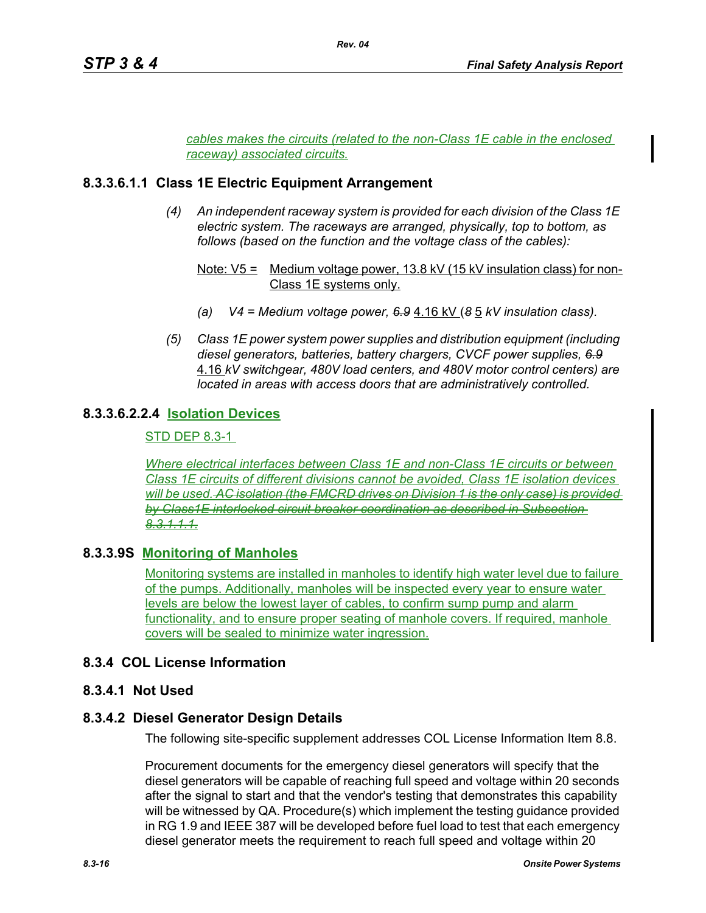*cables makes the circuits (related to the non-Class 1E cable in the enclosed raceway) associated circuits.*

### 8.3.3.6.1.1 Class 1E Electric Equipment Arrangement

*(4) An independent raceway system is provided for each division of the Class 1E electric system. The raceways are arranged, physically, top to bottom, as follows (based on the function and the voltage class of the cables):*

Note: V5 = Medium voltage power, 13.8 kV (15 kV insulation class) for non-Class 1E systems only.

*(a) V4 = Medium voltage power, ~~6.9~~* 4.16 kV *(~~8~~* 5 *kV insulation class).*

*(5) Class 1E power system power supplies and distribution equipment (including diesel generators, batteries, battery chargers, CVCF power supplies, ~~6.9~~* 4.16 *kV switchgear, 480V load centers, and 480V motor control centers) are located in areas with access doors that are administratively controlled.*

### 8.3.3.6.2.2.4 Isolation Devices

STD DEP 8.3-1

*Where electrical interfaces between Class 1E and non-Class 1E circuits or between Class 1E circuits of different divisions cannot be avoided, Class 1E isolation devices will be used. ~~AC isolation (the FMCRD drives on Division 1 is the only case) is provided by Class1E interlocked circuit breaker coordination as described in Subsection 8.3.1.1.1.~~*

### 8.3.3.9S Monitoring of Manholes

Monitoring systems are installed in manholes to identify high water level due to failure of the pumps. Additionally, manholes will be inspected every year to ensure water levels are below the lowest layer of cables, to confirm sump pump and alarm functionality, and to ensure proper seating of manhole covers. If required, manhole covers will be sealed to minimize water ingression.

## 8.3.4 COL License Information

### 8.3.4.1 Not Used

### 8.3.4.2 Diesel Generator Design Details

The following site-specific supplement addresses COL License Information Item 8.8.

Procurement documents for the emergency diesel generators will specify that the diesel generators will be capable of reaching full speed and voltage within 20 seconds after the signal to start and that the vendor's testing that demonstrates this capability will be witnessed by QA. Procedure(s) which implement the testing guidance provided in RG 1.9 and IEEE 387 will be developed before fuel load to test that each emergency diesel generator meets the requirement to reach full speed and voltage within 20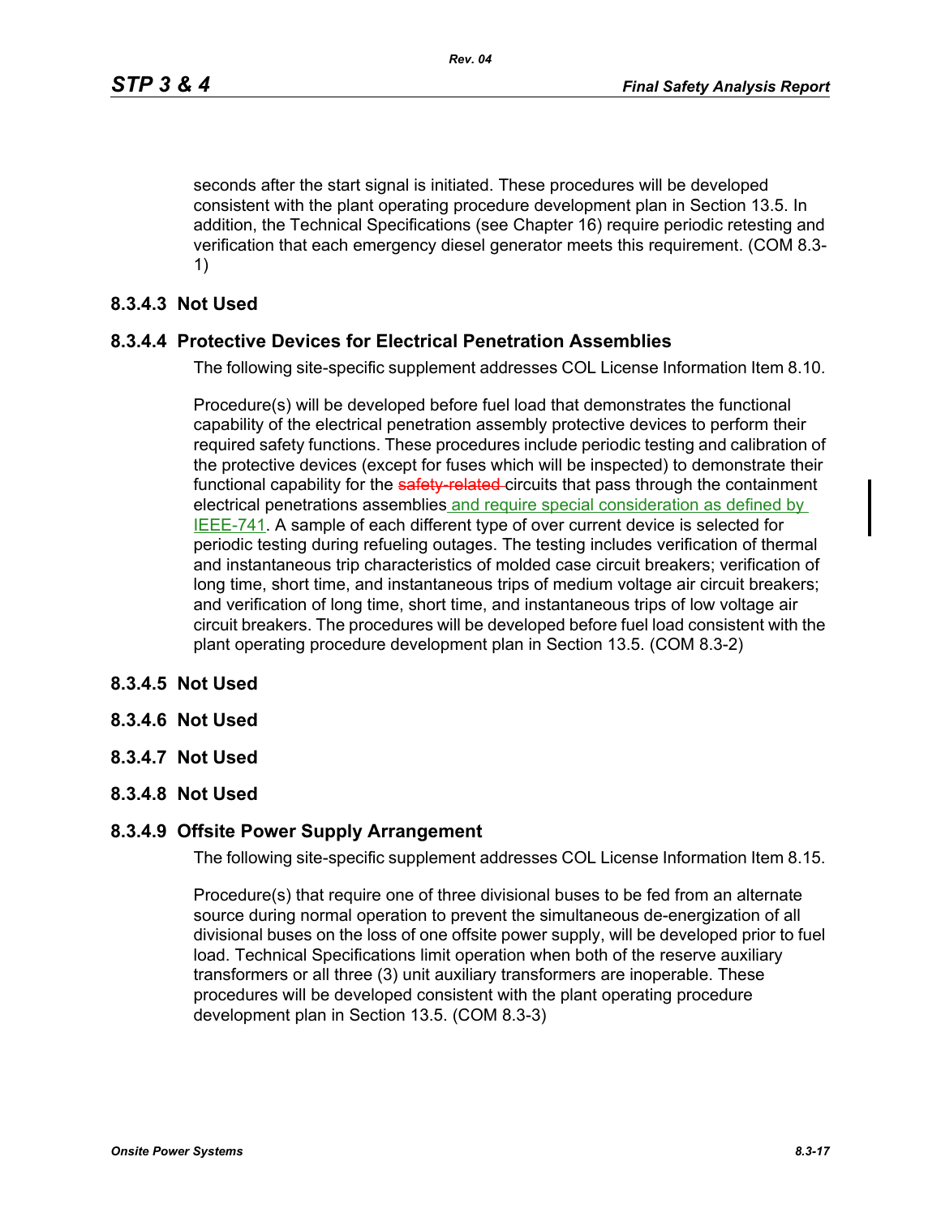seconds after the start signal is initiated. These procedures will be developed consistent with the plant operating procedure development plan in Section 13.5. In addition, the Technical Specifications (see Chapter 16) require periodic retesting and verification that each emergency diesel generator meets this requirement. (COM 8.3-1)

### 8.3.4.3 Not Used

### 8.3.4.4 Protective Devices for Electrical Penetration Assemblies

The following site-specific supplement addresses COL License Information Item 8.10.

Procedure(s) will be developed before fuel load that demonstrates the functional capability of the electrical penetration assembly protective devices to perform their required safety functions. These procedures include periodic testing and calibration of the protective devices (except for fuses which will be inspected) to demonstrate their functional capability for the ~~safety-related~~ circuits that pass through the containment electrical penetrations assemblies and require special consideration as defined by IEEE-741. A sample of each different type of over current device is selected for periodic testing during refueling outages. The testing includes verification of thermal and instantaneous trip characteristics of molded case circuit breakers; verification of long time, short time, and instantaneous trips of medium voltage air circuit breakers; and verification of long time, short time, and instantaneous trips of low voltage air circuit breakers. The procedures will be developed before fuel load consistent with the plant operating procedure development plan in Section 13.5. (COM 8.3-2)

### 8.3.4.5 Not Used

### 8.3.4.6 Not Used

### 8.3.4.7 Not Used

### 8.3.4.8 Not Used

### 8.3.4.9 Offsite Power Supply Arrangement

The following site-specific supplement addresses COL License Information Item 8.15.

Procedure(s) that require one of three divisional buses to be fed from an alternate source during normal operation to prevent the simultaneous de-energization of all divisional buses on the loss of one offsite power supply, will be developed prior to fuel load. Technical Specifications limit operation when both of the reserve auxiliary transformers or all three (3) unit auxiliary transformers are inoperable. These procedures will be developed consistent with the plant operating procedure development plan in Section 13.5. (COM 8.3-3)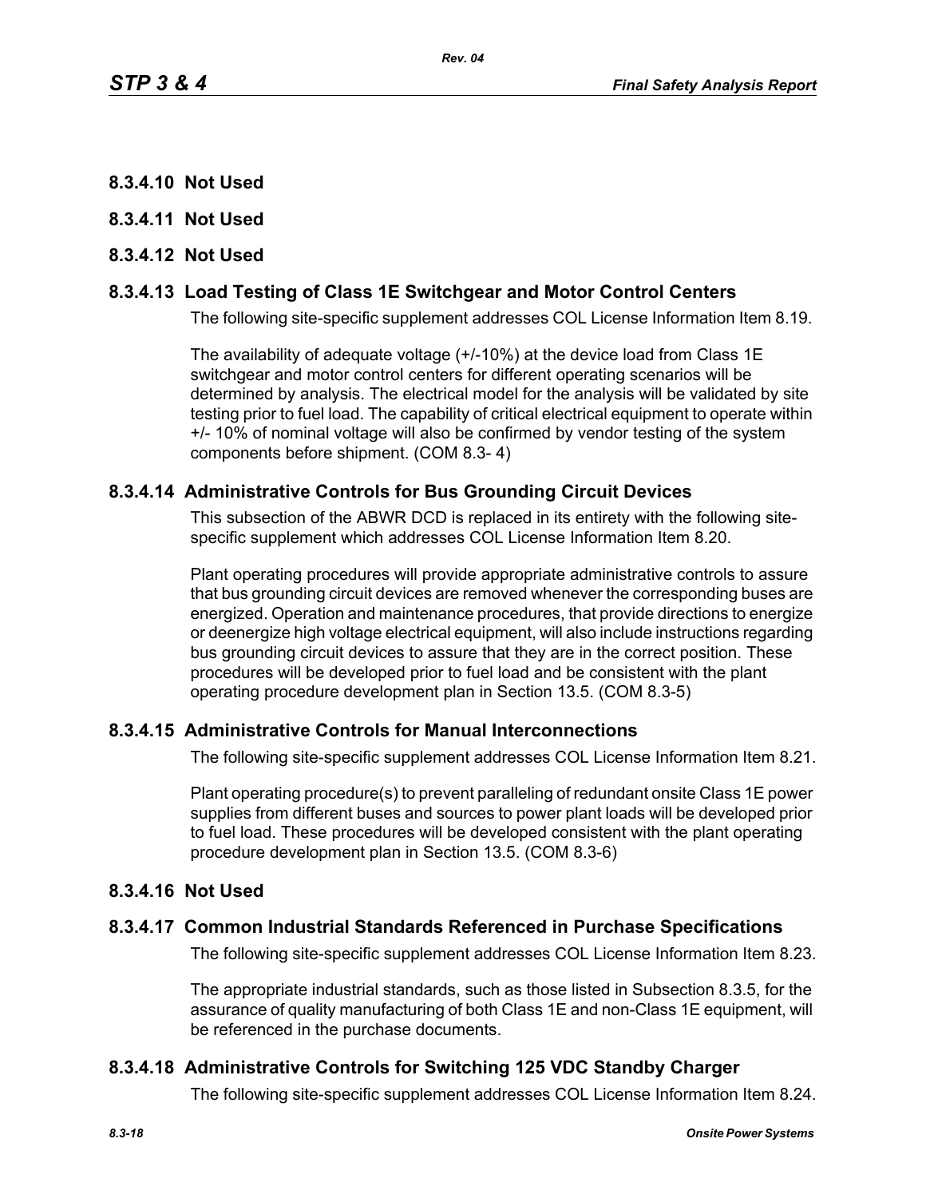### 8.3.4.10 Not Used

### 8.3.4.11 Not Used

### 8.3.4.12 Not Used

### 8.3.4.13 Load Testing of Class 1E Switchgear and Motor Control Centers

The following site-specific supplement addresses COL License Information Item 8.19.

The availability of adequate voltage (+/-10%) at the device load from Class 1E switchgear and motor control centers for different operating scenarios will be determined by analysis. The electrical model for the analysis will be validated by site testing prior to fuel load. The capability of critical electrical equipment to operate within +/- 10% of nominal voltage will also be confirmed by vendor testing of the system components before shipment. (COM 8.3- 4)

### 8.3.4.14 Administrative Controls for Bus Grounding Circuit Devices

This subsection of the ABWR DCD is replaced in its entirety with the following site-specific supplement which addresses COL License Information Item 8.20.

Plant operating procedures will provide appropriate administrative controls to assure that bus grounding circuit devices are removed whenever the corresponding buses are energized. Operation and maintenance procedures, that provide directions to energize or deenergize high voltage electrical equipment, will also include instructions regarding bus grounding circuit devices to assure that they are in the correct position. These procedures will be developed prior to fuel load and be consistent with the plant operating procedure development plan in Section 13.5. (COM 8.3-5)

### 8.3.4.15 Administrative Controls for Manual Interconnections

The following site-specific supplement addresses COL License Information Item 8.21.

Plant operating procedure(s) to prevent paralleling of redundant onsite Class 1E power supplies from different buses and sources to power plant loads will be developed prior to fuel load. These procedures will be developed consistent with the plant operating procedure development plan in Section 13.5. (COM 8.3-6)

### 8.3.4.16 Not Used

### 8.3.4.17 Common Industrial Standards Referenced in Purchase Specifications

The following site-specific supplement addresses COL License Information Item 8.23.

The appropriate industrial standards, such as those listed in Subsection 8.3.5, for the assurance of quality manufacturing of both Class 1E and non-Class 1E equipment, will be referenced in the purchase documents.

### 8.3.4.18 Administrative Controls for Switching 125 VDC Standby Charger

The following site-specific supplement addresses COL License Information Item 8.24.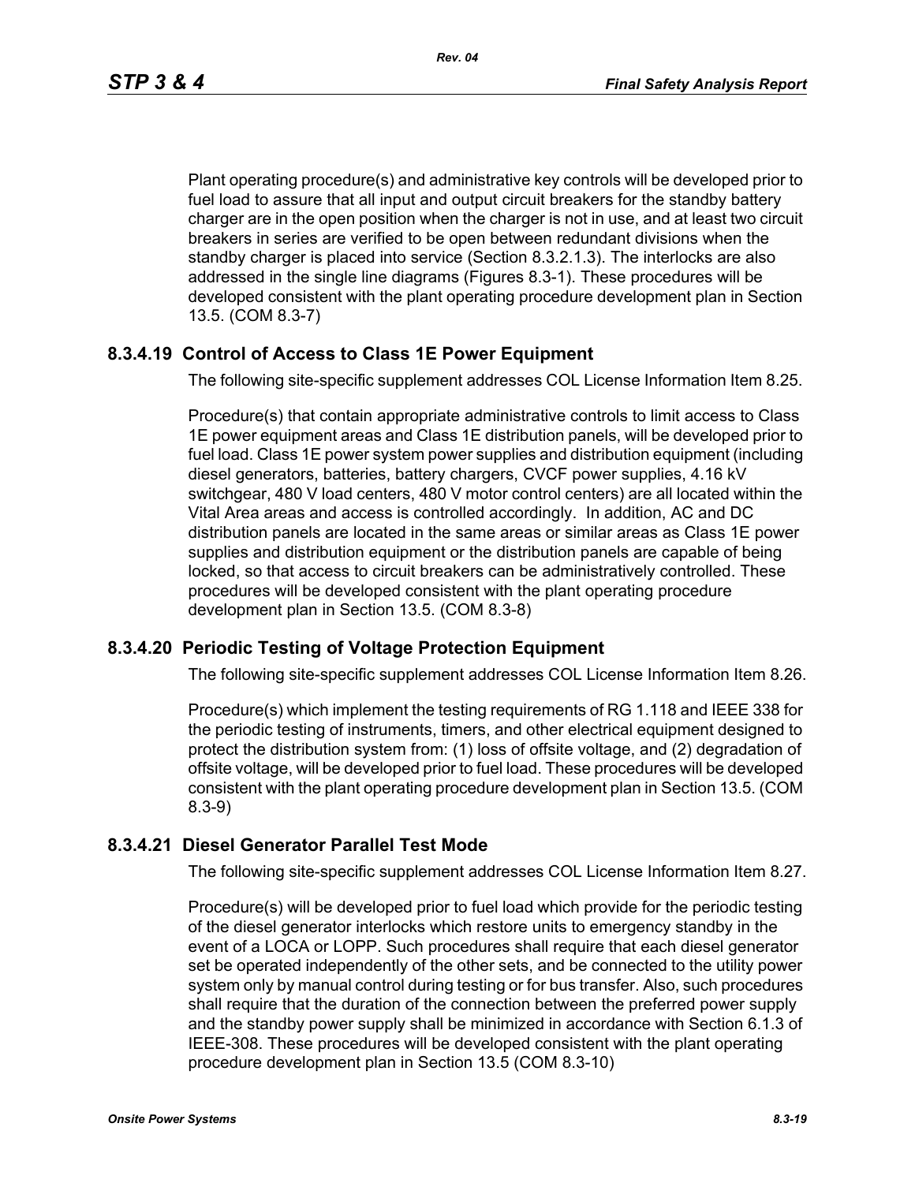Plant operating procedure(s) and administrative key controls will be developed prior to fuel load to assure that all input and output circuit breakers for the standby battery charger are in the open position when the charger is not in use, and at least two circuit breakers in series are verified to be open between redundant divisions when the standby charger is placed into service (Section 8.3.2.1.3). The interlocks are also addressed in the single line diagrams (Figures 8.3-1). These procedures will be developed consistent with the plant operating procedure development plan in Section 13.5. (COM 8.3-7)

### 8.3.4.19 Control of Access to Class 1E Power Equipment

The following site-specific supplement addresses COL License Information Item 8.25.

Procedure(s) that contain appropriate administrative controls to limit access to Class 1E power equipment areas and Class 1E distribution panels, will be developed prior to fuel load. Class 1E power system power supplies and distribution equipment (including diesel generators, batteries, battery chargers, CVCF power supplies, 4.16 kV switchgear, 480 V load centers, 480 V motor control centers) are all located within the Vital Area areas and access is controlled accordingly. In addition, AC and DC distribution panels are located in the same areas or similar areas as Class 1E power supplies and distribution equipment or the distribution panels are capable of being locked, so that access to circuit breakers can be administratively controlled. These procedures will be developed consistent with the plant operating procedure development plan in Section 13.5. (COM 8.3-8)

### 8.3.4.20 Periodic Testing of Voltage Protection Equipment

The following site-specific supplement addresses COL License Information Item 8.26.

Procedure(s) which implement the testing requirements of RG 1.118 and IEEE 338 for the periodic testing of instruments, timers, and other electrical equipment designed to protect the distribution system from: (1) loss of offsite voltage, and (2) degradation of offsite voltage, will be developed prior to fuel load. These procedures will be developed consistent with the plant operating procedure development plan in Section 13.5. (COM 8.3-9)

### 8.3.4.21 Diesel Generator Parallel Test Mode

The following site-specific supplement addresses COL License Information Item 8.27.

Procedure(s) will be developed prior to fuel load which provide for the periodic testing of the diesel generator interlocks which restore units to emergency standby in the event of a LOCA or LOPP. Such procedures shall require that each diesel generator set be operated independently of the other sets, and be connected to the utility power system only by manual control during testing or for bus transfer. Also, such procedures shall require that the duration of the connection between the preferred power supply and the standby power supply shall be minimized in accordance with Section 6.1.3 of IEEE-308. These procedures will be developed consistent with the plant operating procedure development plan in Section 13.5 (COM 8.3-10)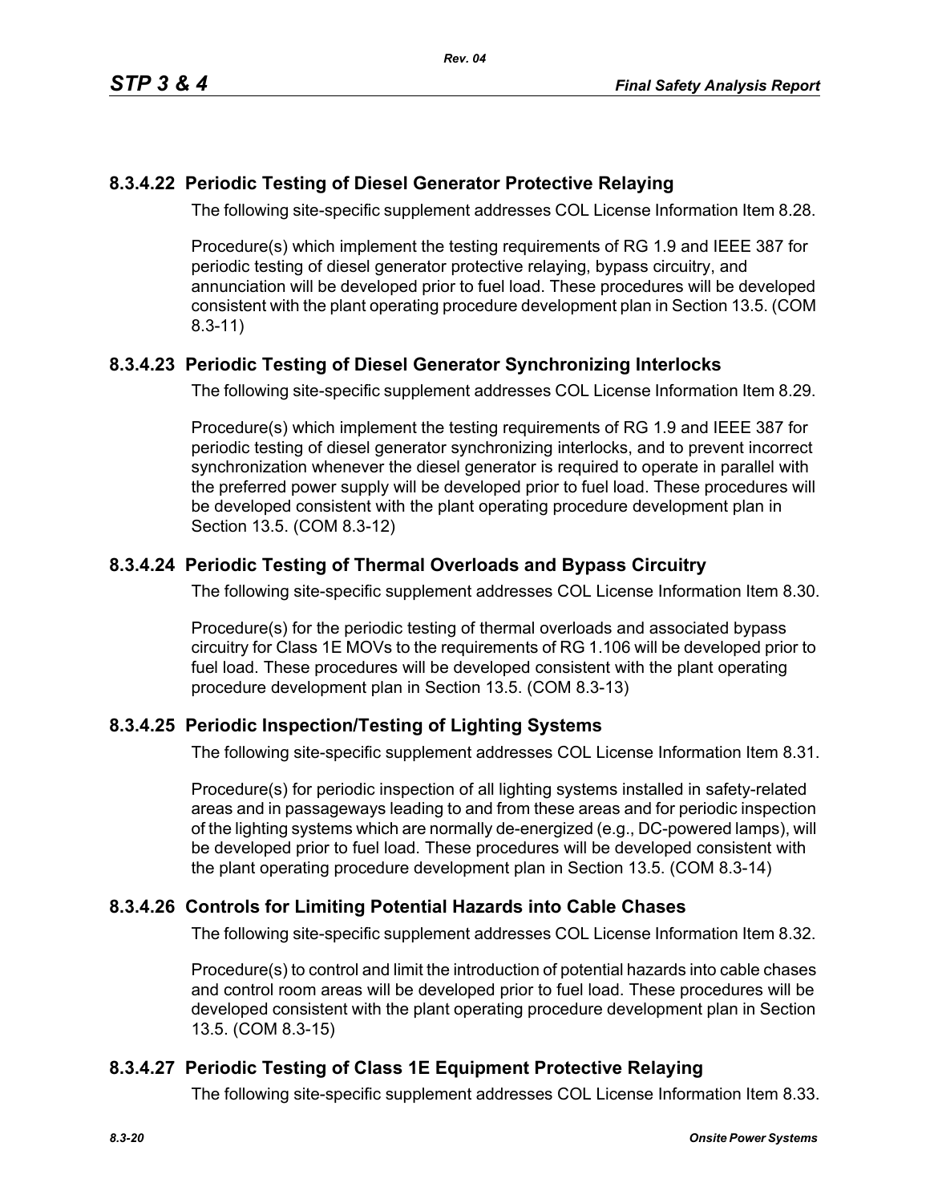### 8.3.4.22 Periodic Testing of Diesel Generator Protective Relaying

The following site-specific supplement addresses COL License Information Item 8.28.

Procedure(s) which implement the testing requirements of RG 1.9 and IEEE 387 for periodic testing of diesel generator protective relaying, bypass circuitry, and annunciation will be developed prior to fuel load. These procedures will be developed consistent with the plant operating procedure development plan in Section 13.5. (COM 8.3-11)

### 8.3.4.23 Periodic Testing of Diesel Generator Synchronizing Interlocks

The following site-specific supplement addresses COL License Information Item 8.29.

Procedure(s) which implement the testing requirements of RG 1.9 and IEEE 387 for periodic testing of diesel generator synchronizing interlocks, and to prevent incorrect synchronization whenever the diesel generator is required to operate in parallel with the preferred power supply will be developed prior to fuel load. These procedures will be developed consistent with the plant operating procedure development plan in Section 13.5. (COM 8.3-12)

### 8.3.4.24 Periodic Testing of Thermal Overloads and Bypass Circuitry

The following site-specific supplement addresses COL License Information Item 8.30.

Procedure(s) for the periodic testing of thermal overloads and associated bypass circuitry for Class 1E MOVs to the requirements of RG 1.106 will be developed prior to fuel load. These procedures will be developed consistent with the plant operating procedure development plan in Section 13.5. (COM 8.3-13)

### 8.3.4.25 Periodic Inspection/Testing of Lighting Systems

The following site-specific supplement addresses COL License Information Item 8.31.

Procedure(s) for periodic inspection of all lighting systems installed in safety-related areas and in passageways leading to and from these areas and for periodic inspection of the lighting systems which are normally de-energized (e.g., DC-powered lamps), will be developed prior to fuel load. These procedures will be developed consistent with the plant operating procedure development plan in Section 13.5. (COM 8.3-14)

### 8.3.4.26 Controls for Limiting Potential Hazards into Cable Chases

The following site-specific supplement addresses COL License Information Item 8.32.

Procedure(s) to control and limit the introduction of potential hazards into cable chases and control room areas will be developed prior to fuel load. These procedures will be developed consistent with the plant operating procedure development plan in Section 13.5. (COM 8.3-15)

### 8.3.4.27 Periodic Testing of Class 1E Equipment Protective Relaying

The following site-specific supplement addresses COL License Information Item 8.33.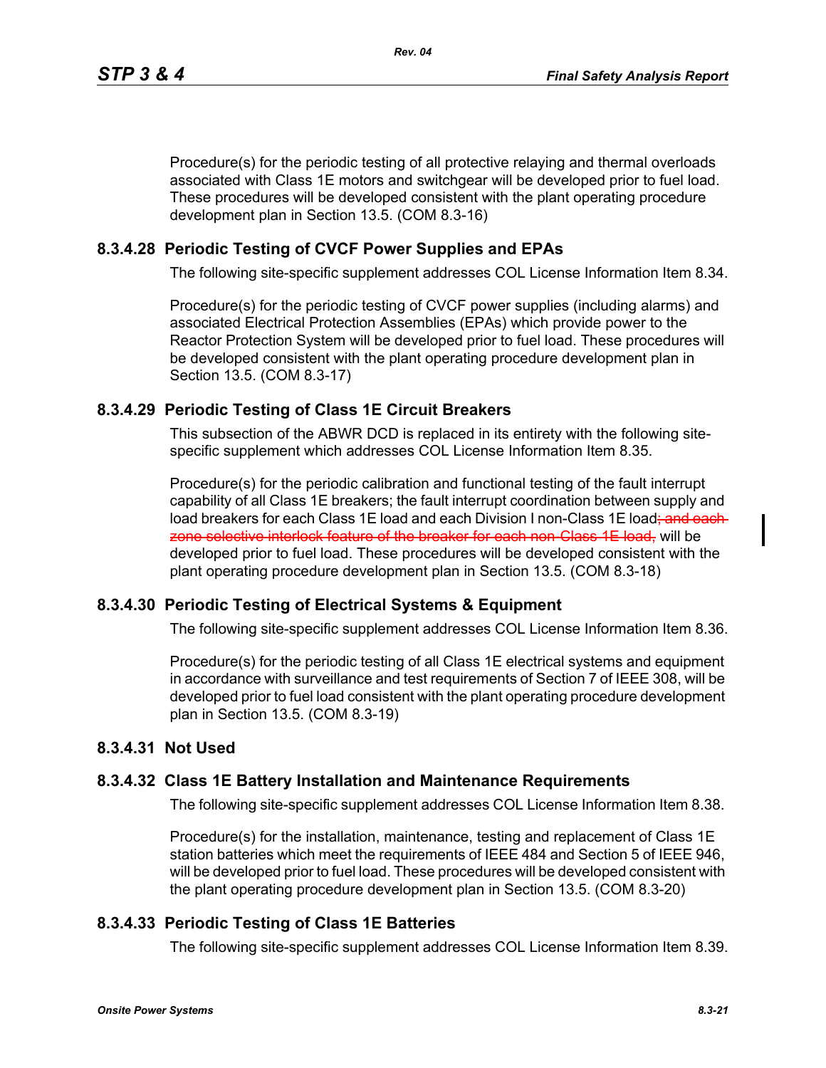Procedure(s) for the periodic testing of all protective relaying and thermal overloads associated with Class 1E motors and switchgear will be developed prior to fuel load. These procedures will be developed consistent with the plant operating procedure development plan in Section 13.5. (COM 8.3-16)

### 8.3.4.28 Periodic Testing of CVCF Power Supplies and EPAs

The following site-specific supplement addresses COL License Information Item 8.34.

Procedure(s) for the periodic testing of CVCF power supplies (including alarms) and associated Electrical Protection Assemblies (EPAs) which provide power to the Reactor Protection System will be developed prior to fuel load. These procedures will be developed consistent with the plant operating procedure development plan in Section 13.5. (COM 8.3-17)

### 8.3.4.29 Periodic Testing of Class 1E Circuit Breakers

This subsection of the ABWR DCD is replaced in its entirety with the following site-specific supplement which addresses COL License Information Item 8.35.

Procedure(s) for the periodic calibration and functional testing of the fault interrupt capability of all Class 1E breakers; the fault interrupt coordination between supply and load breakers for each Class 1E load and each Division I non-Class 1E load~~; and each zone selective interlock feature of the breaker for each non-Class 1E load,~~ will be developed prior to fuel load. These procedures will be developed consistent with the plant operating procedure development plan in Section 13.5. (COM 8.3-18)

### 8.3.4.30 Periodic Testing of Electrical Systems & Equipment

The following site-specific supplement addresses COL License Information Item 8.36.

Procedure(s) for the periodic testing of all Class 1E electrical systems and equipment in accordance with surveillance and test requirements of Section 7 of IEEE 308, will be developed prior to fuel load consistent with the plant operating procedure development plan in Section 13.5. (COM 8.3-19)

### 8.3.4.31 Not Used

### 8.3.4.32 Class 1E Battery Installation and Maintenance Requirements

The following site-specific supplement addresses COL License Information Item 8.38.

Procedure(s) for the installation, maintenance, testing and replacement of Class 1E station batteries which meet the requirements of IEEE 484 and Section 5 of IEEE 946, will be developed prior to fuel load. These procedures will be developed consistent with the plant operating procedure development plan in Section 13.5. (COM 8.3-20)

### 8.3.4.33 Periodic Testing of Class 1E Batteries

The following site-specific supplement addresses COL License Information Item 8.39.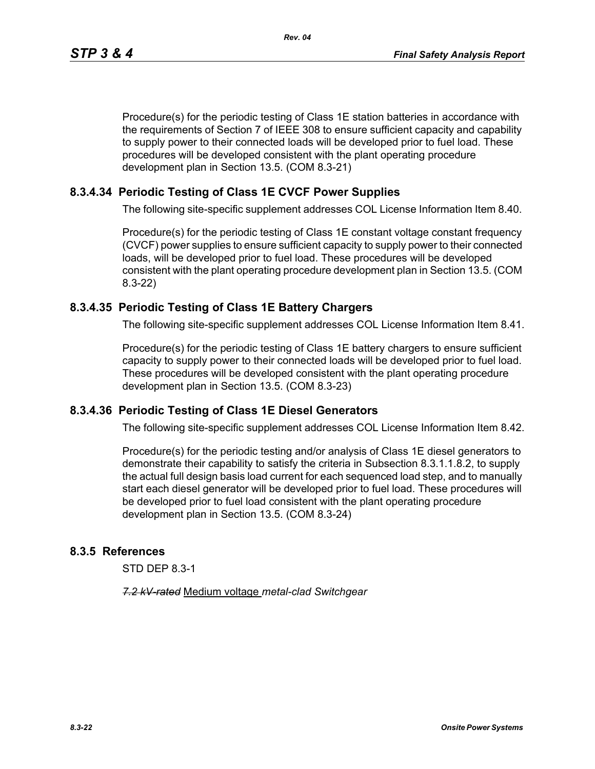Procedure(s) for the periodic testing of Class 1E station batteries in accordance with the requirements of Section 7 of IEEE 308 to ensure sufficient capacity and capability to supply power to their connected loads will be developed prior to fuel load. These procedures will be developed consistent with the plant operating procedure development plan in Section 13.5. (COM 8.3-21)

### 8.3.4.34 Periodic Testing of Class 1E CVCF Power Supplies

The following site-specific supplement addresses COL License Information Item 8.40.

Procedure(s) for the periodic testing of Class 1E constant voltage constant frequency (CVCF) power supplies to ensure sufficient capacity to supply power to their connected loads, will be developed prior to fuel load. These procedures will be developed consistent with the plant operating procedure development plan in Section 13.5. (COM 8.3-22)

### 8.3.4.35 Periodic Testing of Class 1E Battery Chargers

The following site-specific supplement addresses COL License Information Item 8.41.

Procedure(s) for the periodic testing of Class 1E battery chargers to ensure sufficient capacity to supply power to their connected loads will be developed prior to fuel load. These procedures will be developed consistent with the plant operating procedure development plan in Section 13.5. (COM 8.3-23)

### 8.3.4.36 Periodic Testing of Class 1E Diesel Generators

The following site-specific supplement addresses COL License Information Item 8.42.

Procedure(s) for the periodic testing and/or analysis of Class 1E diesel generators to demonstrate their capability to satisfy the criteria in Subsection 8.3.1.1.8.2, to supply the actual full design basis load current for each sequenced load step, and to manually start each diesel generator will be developed prior to fuel load. These procedures will be developed prior to fuel load consistent with the plant operating procedure development plan in Section 13.5. (COM 8.3-24)

## 8.3.5 References

STD DEP 8.3-1

~~*7.2 kV-rated*~~ Medium voltage *metal-clad Switchgear*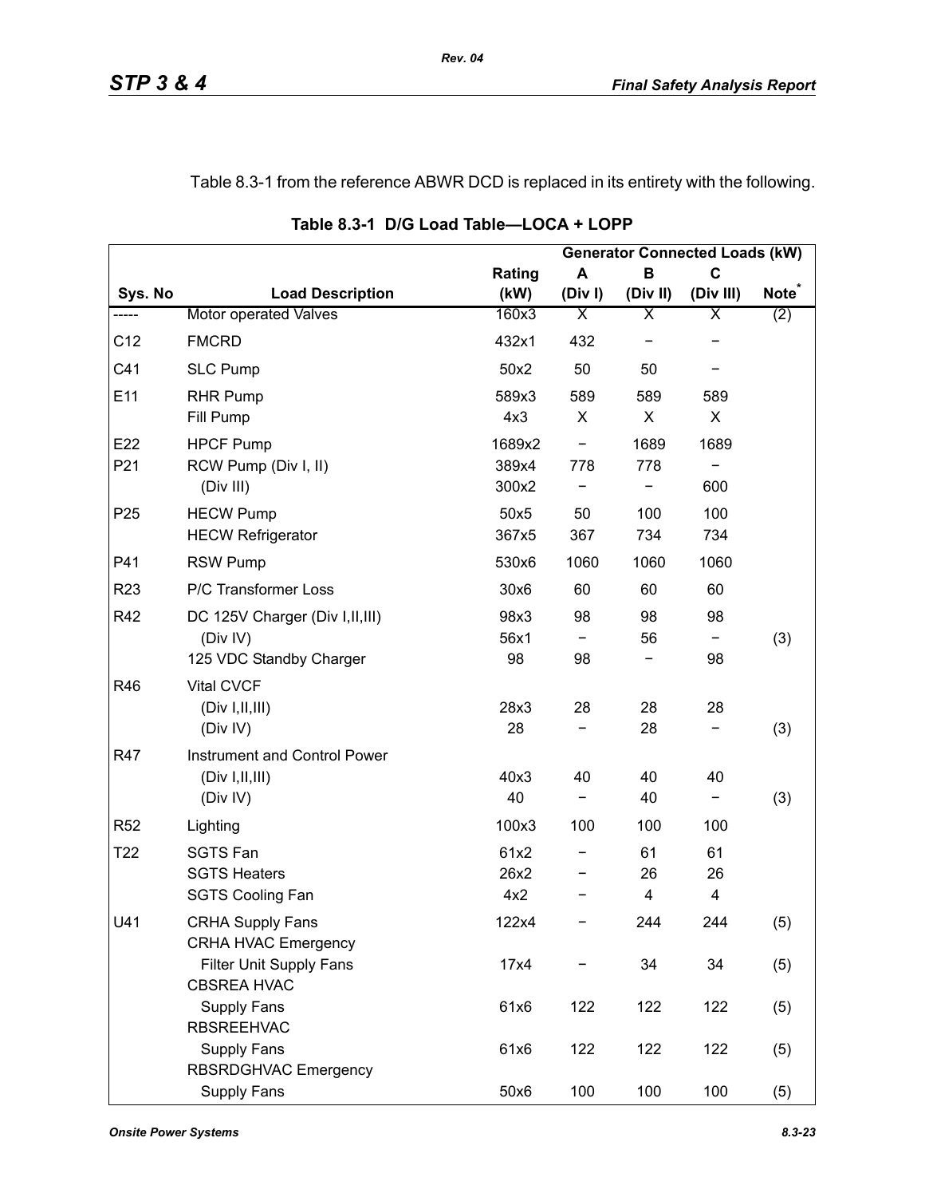Table 8.3-1 from the reference ABWR DCD is replaced in its entirety with the following.

**Table 8.3-1 D/G Load Table—LOCA + LOPP**

| | | | Generator Connected Loads (kW) | | | |
|---|---|---|---|---|---|---|
| **Sys. No** | **Load Description** | **Rating (kW)** | **A (Div I)** | **B (Div II)** | **C (Div III)** | **Note*** |
| ----- | Motor operated Valves | 160x3 | X | X | X | (2) |
| C12 | FMCRD | 432x1 | 432 | − | − | |
| C41 | SLC Pump | 50x2 | 50 | 50 | − | |
| E11 | RHR Pump | 589x3 | 589 | 589 | 589 | |
| | Fill Pump | 4x3 | X | X | X | |
| E22 | HPCF Pump | 1689x2 | − | 1689 | 1689 | |
| P21 | RCW Pump (Div I, II) | 389x4 | 778 | 778 | − | |
| | (Div III) | 300x2 | − | − | 600 | |
| P25 | HECW Pump | 50x5 | 50 | 100 | 100 | |
| | HECW Refrigerator | 367x5 | 367 | 734 | 734 | |
| P41 | RSW Pump | 530x6 | 1060 | 1060 | 1060 | |
| R23 | P/C Transformer Loss | 30x6 | 60 | 60 | 60 | |
| R42 | DC 125V Charger (Div I,II,III) | 98x3 | 98 | 98 | 98 | |
| | (Div IV) | 56x1 | − | 56 | − | (3) |
| | 125 VDC Standby Charger | 98 | 98 | − | 98 | |
| R46 | Vital CVCF | | | | | |
| | (Div I,II,III) | 28x3 | 28 | 28 | 28 | |
| | (Div IV) | 28 | − | 28 | − | (3) |
| R47 | Instrument and Control Power | | | | | |
| | (Div I,II,III) | 40x3 | 40 | 40 | 40 | |
| | (Div IV) | 40 | − | 40 | − | (3) |
| R52 | Lighting | 100x3 | 100 | 100 | 100 | |
| T22 | SGTS Fan | 61x2 | − | 61 | 61 | |
| | SGTS Heaters | 26x2 | − | 26 | 26 | |
| | SGTS Cooling Fan | 4x2 | − | 4 | 4 | |
| U41 | CRHA Supply Fans | 122x4 | − | 244 | 244 | (5) |
| | CRHA HVAC Emergency Filter Unit Supply Fans | 17x4 | − | 34 | 34 | (5) |
| | CBSREA HVAC Supply Fans | 61x6 | 122 | 122 | 122 | (5) |
| | RBSREEHVAC Supply Fans | 61x6 | 122 | 122 | 122 | (5) |
| | RBSRDGHVAC Emergency Supply Fans | 50x6 | 100 | 100 | 100 | (5) |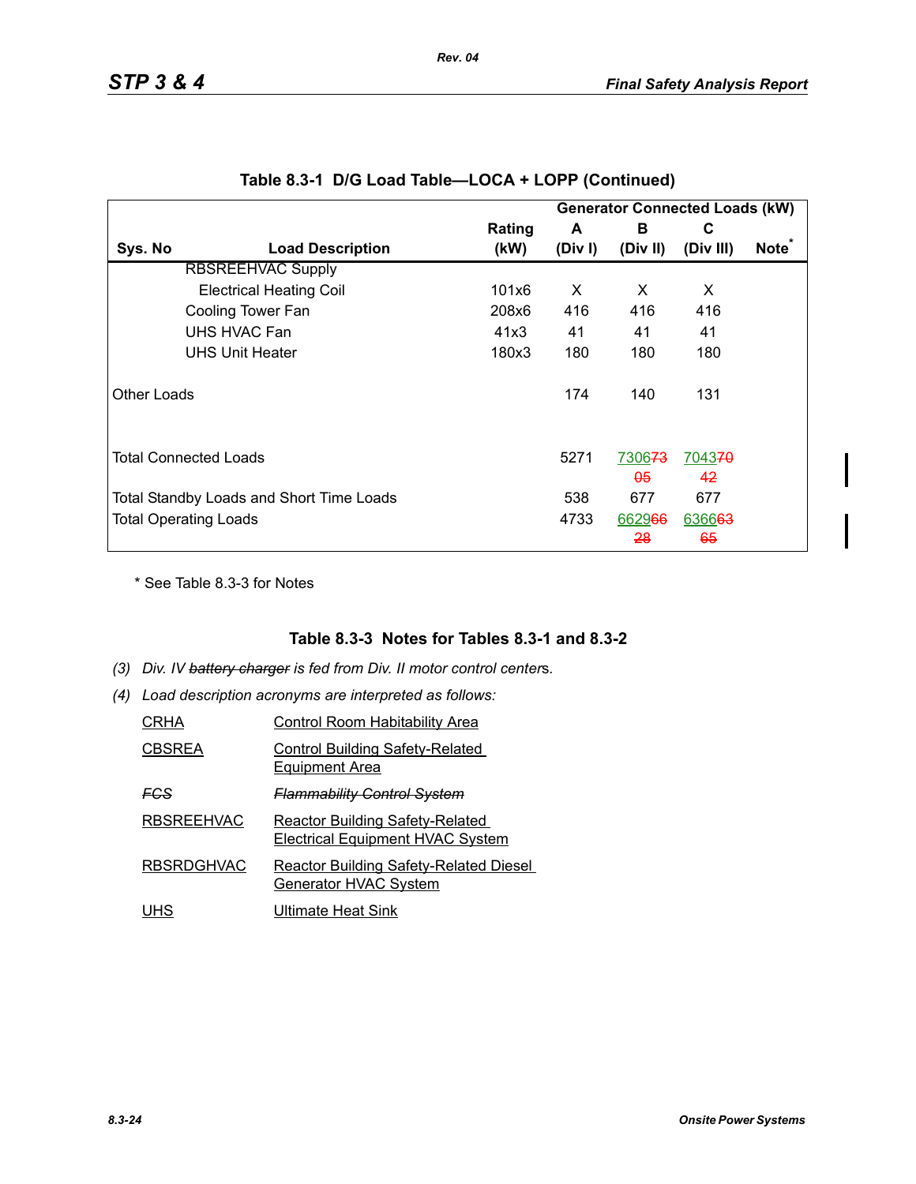## Table 8.3-1 D/G Load Table—LOCA + LOPP (Continued)

| Sys. No | Load Description | Rating (kW) | Generator Connected Loads (kW) A (Div I) | B (Div II) | C (Div III) | Note* |
|---|---|---|---|---|---|---|
| | RBSREEHVAC Supply | | | | | |
| | Electrical Heating Coil | 101x6 | X | X | X | |
| | Cooling Tower Fan | 208x6 | 416 | 416 | 416 | |
| | UHS HVAC Fan | 41x3 | 41 | 41 | 41 | |
| | UHS Unit Heater | 180x3 | 180 | 180 | 180 | |
| Other Loads | | | 174 | 140 | 131 | |
| Total Connected Loads | | | 5271 | 730673 05 | 704370 42 | |
| Total Standby Loads and Short Time Loads | | | 538 | 677 | 677 | |
| Total Operating Loads | | | 4733 | 662966 28 | 636663 65 | |

\* See Table 8.3-3 for Notes

### Table 8.3-3 Notes for Tables 8.3-1 and 8.3-2

*(3) Div. IV ~~battery charger~~ is fed from Div. II motor control centers.*

*(4) Load description acronyms are interpreted as follows:*

| | |
|---|---|
| CRHA | Control Room Habitability Area |
| CBSREA | Control Building Safety-Related Equipment Area |
| ~~*FCS*~~ | ~~*Flammability Control System*~~ |
| RBSREEHVAC | Reactor Building Safety-Related Electrical Equipment HVAC System |
| RBSRDGHVAC | Reactor Building Safety-Related Diesel Generator HVAC System |
| UHS | Ultimate Heat Sink |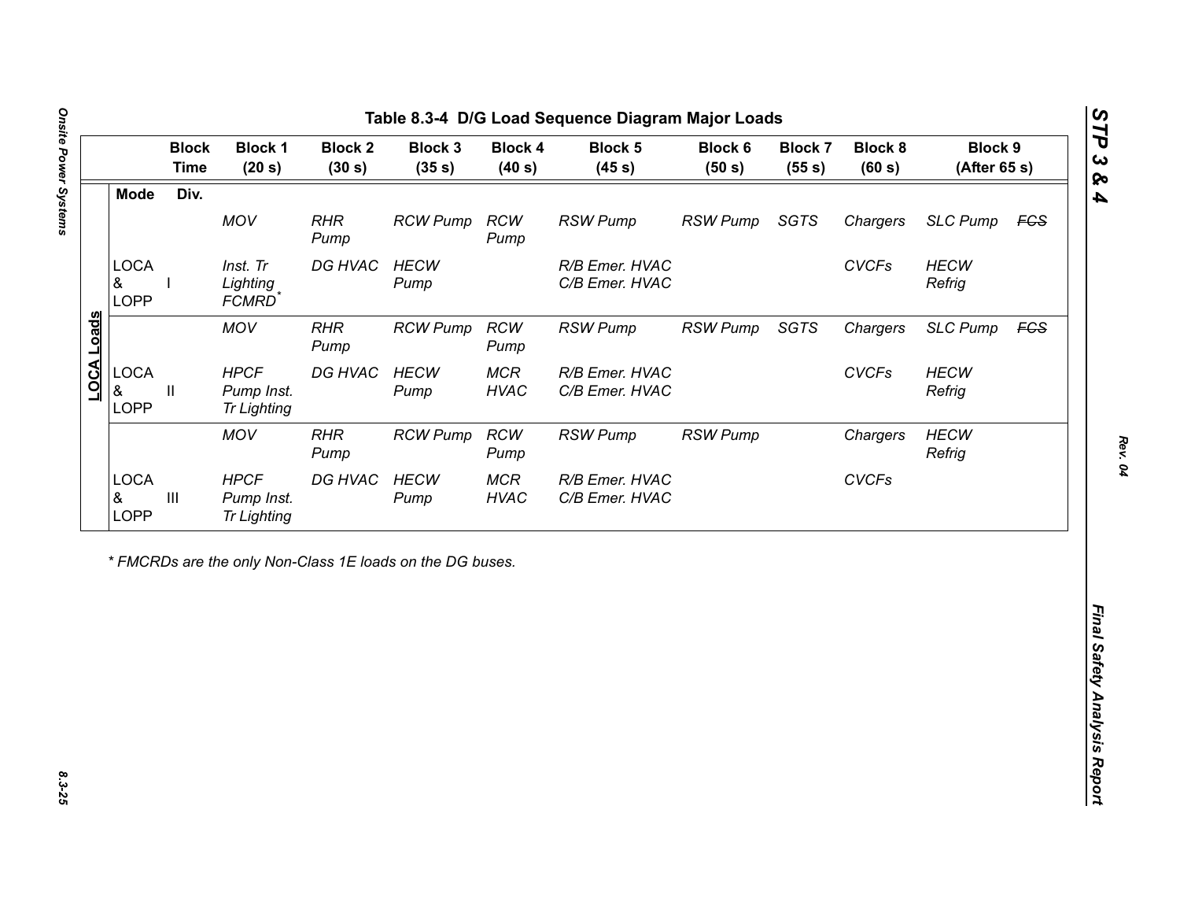# Table 8.3-4 D/G Load Sequence Diagram Major Loads

| | | Block Time | Block 1 (20 s) | Block 2 (30 s) | Block 3 (35 s) | Block 4 (40 s) | Block 5 (45 s) | Block 6 (50 s) | Block 7 (55 s) | Block 8 (60 s) | Block 9 (After 65 s) | |
|---|---|---|---|---|---|---|---|---|---|---|---|---|
| **LOCA Loads** | Mode | Div. | | | | | | | | | | |
| | | | *MOV* | *RHR Pump* | *RCW Pump* | *RCW Pump* | *RSW Pump* | *RSW Pump* | *SGTS* | *Chargers* | *SLC Pump* | *~~FCS~~* |
| | LOCA & LOPP | I | *Inst. Tr Lighting FCMRD** | *DG HVAC* | *HECW Pump* | | *R/B Emer. HVAC C/B Emer. HVAC* | | | *CVCFs* | *HECW Refrig* | |
| | | | *MOV* | *RHR Pump* | *RCW Pump* | *RCW Pump* | *RSW Pump* | *RSW Pump* | *SGTS* | *Chargers* | *SLC Pump* | *~~FCS~~* |
| | LOCA & LOPP | II | *HPCF Pump Inst. Tr Lighting* | *DG HVAC* | *HECW Pump* | *MCR HVAC* | *R/B Emer. HVAC C/B Emer. HVAC* | | | *CVCFs* | *HECW Refrig* | |
| | | | *MOV* | *RHR Pump* | *RCW Pump* | *RCW Pump* | *RSW Pump* | *RSW Pump* | | *Chargers* | *HECW Refrig* | |
| | LOCA & LOPP | III | *HPCF Pump Inst. Tr Lighting* | *DG HVAC* | *HECW Pump* | *MCR HVAC* | *R/B Emer. HVAC C/B Emer. HVAC* | | | *CVCFs* | | |

*\* FMCRDs are the only Non-Class 1E loads on the DG buses.*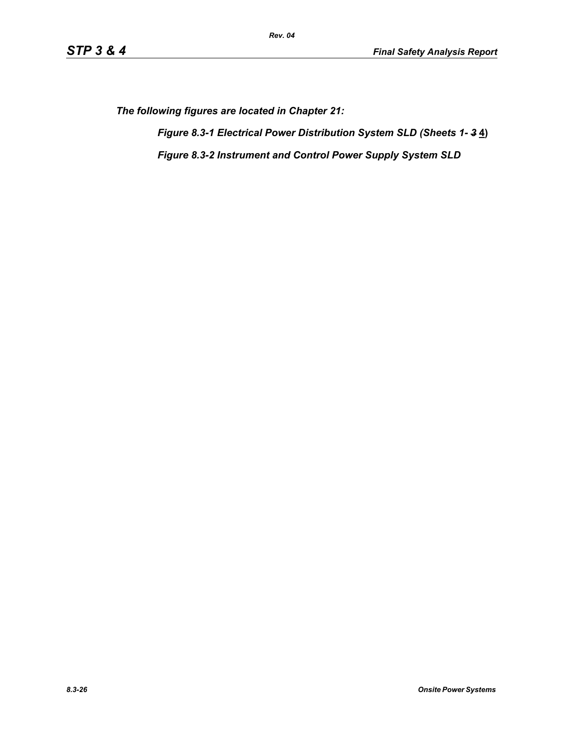*The following figures are located in Chapter 21:*

*Figure 8.3-1 Electrical Power Distribution System SLD (Sheets 1- ~~3~~* **4***)*

*Figure 8.3-2 Instrument and Control Power Supply System SLD*